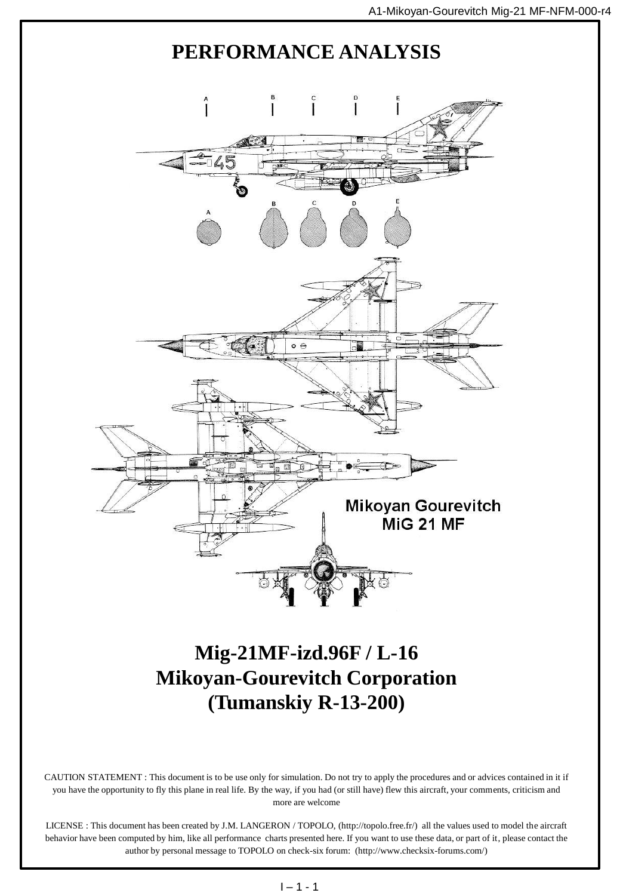# PERFORMANCE ANALYSIS

# Mig-21MF-izd.96F / L-16
# Mikoyan-Gourevitch Corporation
# (Tumanskiy R-13-200)

CAUTION STATEMENT : This document is to be use only for simulation. Do not try to apply the procedures and or advices contained in it if you have the opportunity to fly this plane in real life. By the way, if you had (or still have) flew this aircraft, your comments, criticism and more are welcome

LICENSE : This document has been created by J.M. LANGERON / TOPOLO, (http://topolo.free.fr/) all the values used to model the aircraft behavior have been computed by him, like all performance charts presented here. If you want to use these data, or part of it, please contact the author by personal message to TOPOLO on check-six forum: (http://www.checksix-forums.com/)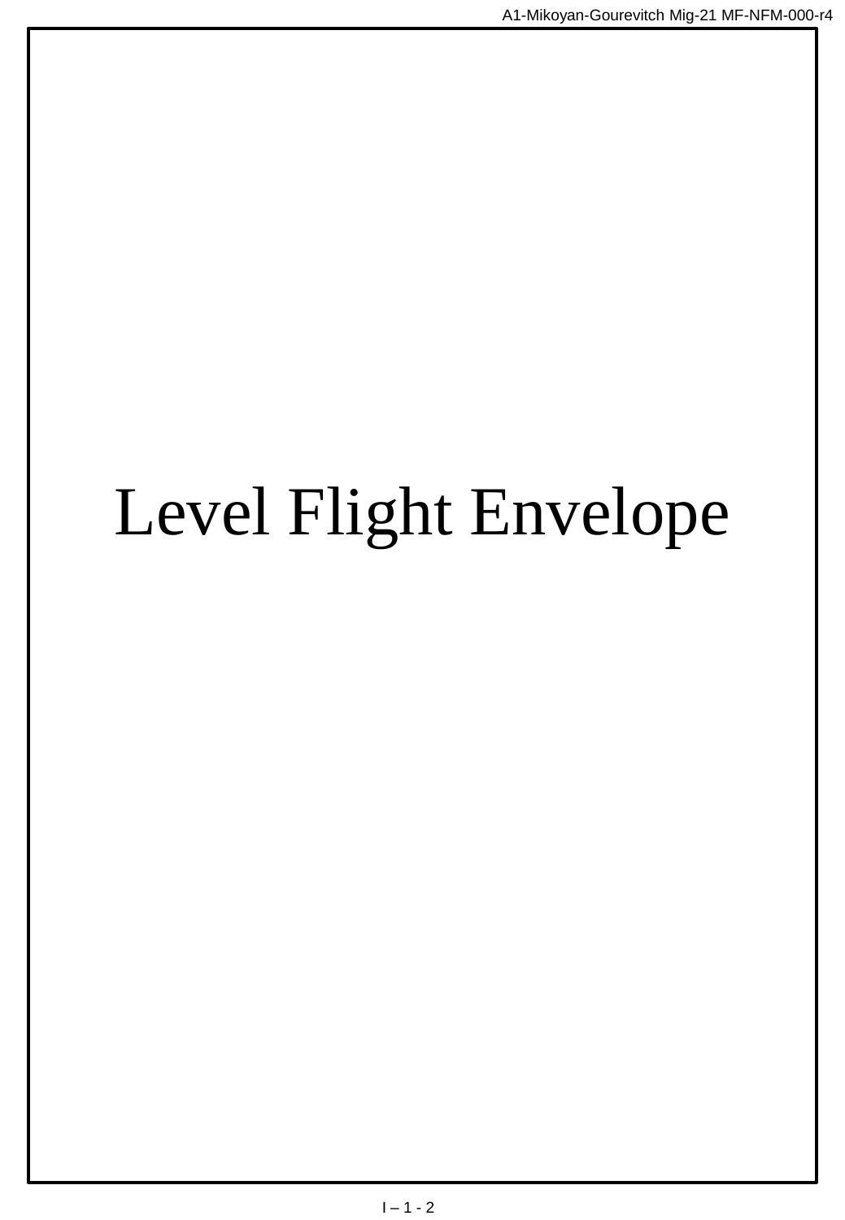# Level Flight Envelope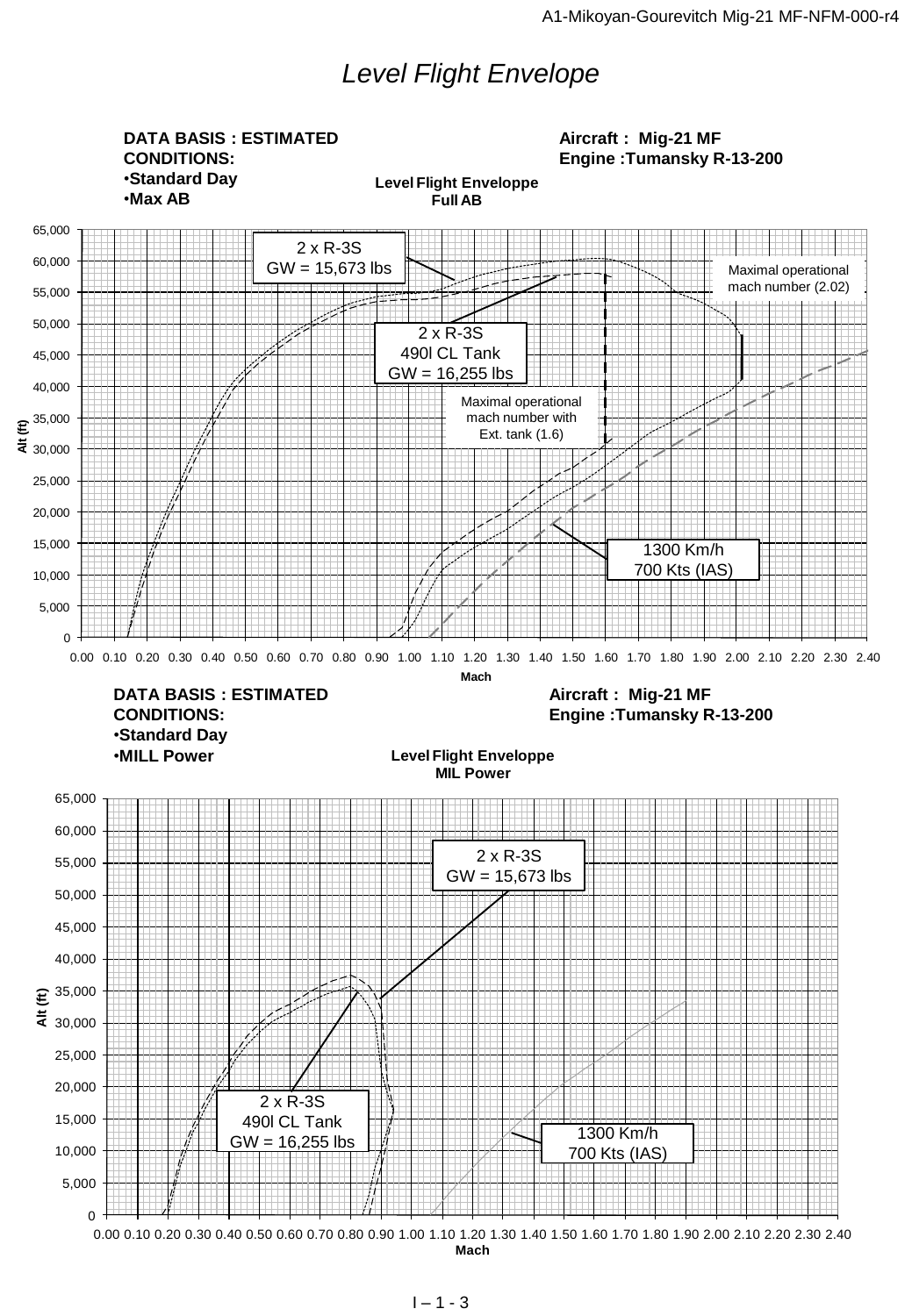# *Level Flight Envelope*

**DATA BASIS : ESTIMATED**
**CONDITIONS:**
•**Standard Day**
•**Max AB**

**Aircraft : Mig-21 MF**
**Engine :Tumansky R-13-200**

**Level Flight Enveloppe**
**Full AB**

Alt (ft): 0, 5,000, 10,000, 15,000, 20,000, 25,000, 30,000, 35,000, 40,000, 45,000, 50,000, 55,000, 60,000, 65,000

Mach: 0.00 0.10 0.20 0.30 0.40 0.50 0.60 0.70 0.80 0.90 1.00 1.10 1.20 1.30 1.40 1.50 1.60 1.70 1.80 1.90 2.00 2.10 2.20 2.30 2.40

2 x R-3S
GW = 15,673 lbs

2 x R-3S
490l CL Tank
GW = 16,255 lbs

Maximal operational mach number (2.02)

Maximal operational mach number with Ext. tank (1.6)

1300 Km/h
700 Kts (IAS)

**DATA BASIS : ESTIMATED**
**CONDITIONS:**
•**Standard Day**
•**MILL Power**

**Aircraft : Mig-21 MF**
**Engine :Tumansky R-13-200**

**Level Flight Enveloppe**
**MIL Power**

Alt (ft): 0, 5,000, 10,000, 15,000, 20,000, 25,000, 30,000, 35,000, 40,000, 45,000, 50,000, 55,000, 60,000, 65,000

Mach: 0.00 0.10 0.20 0.30 0.40 0.50 0.60 0.70 0.80 0.90 1.00 1.10 1.20 1.30 1.40 1.50 1.60 1.70 1.80 1.90 2.00 2.10 2.20 2.30 2.40

2 x R-3S
GW = 15,673 lbs

2 x R-3S
490l CL Tank
GW = 16,255 lbs

1300 Km/h
700 Kts (IAS)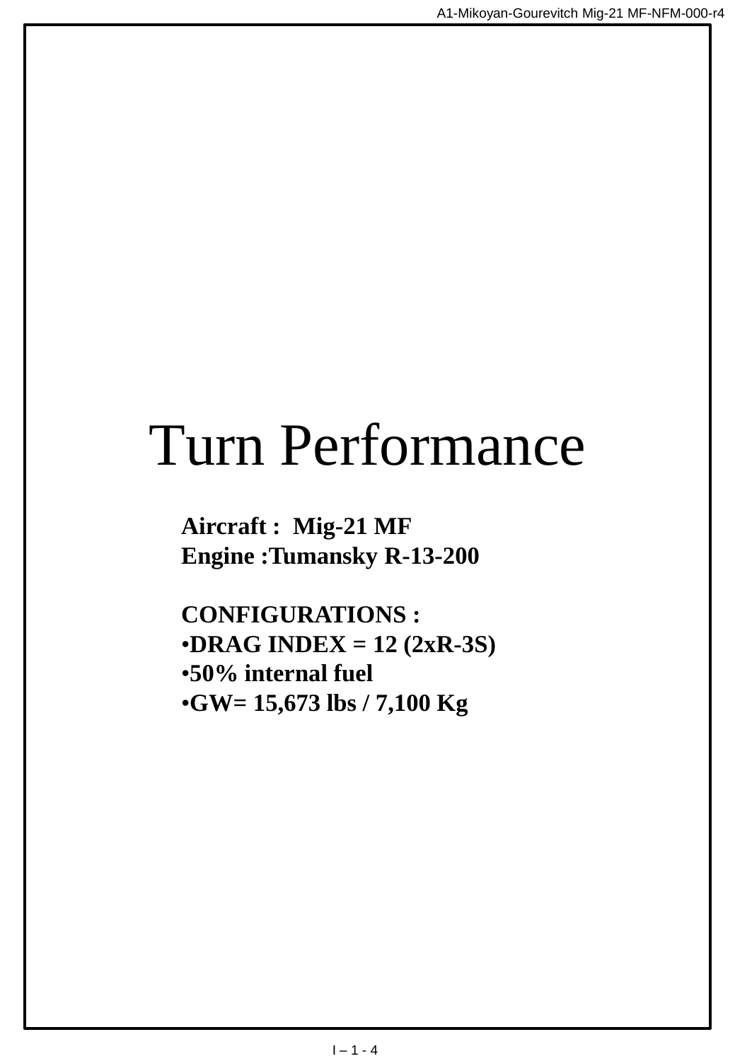# Turn Performance

**Aircraft : Mig-21 MF**
**Engine :Tumansky R-13-200**

**CONFIGURATIONS :**

- **DRAG INDEX = 12 (2xR-3S)**
- **50% internal fuel**
- **GW= 15,673 lbs / 7,100 Kg**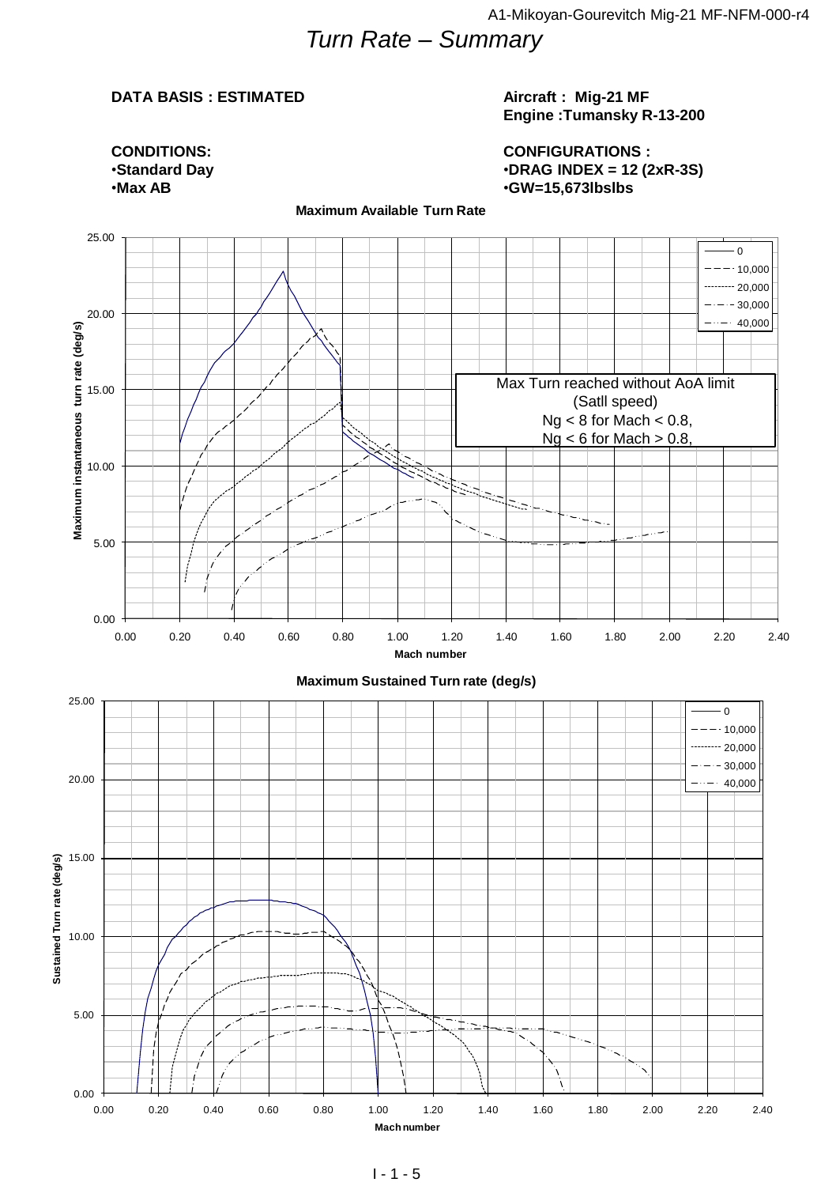# Turn Rate – Summary

**DATA BASIS : ESTIMATED**

**Aircraft : Mig-21 MF**
**Engine :Tumansky R-13-200**

**CONDITIONS:**
- **Standard Day**
- **Max AB**

**CONFIGURATIONS :**
- **DRAG INDEX = 12 (2xR-3S)**
- **GW=15,673lbslbs**

**Maximum Available Turn Rate**

Legend: 0, 10,000, 20,000, 30,000, 40,000

Max Turn reached without AoA limit
(Satll speed)
Ng < 8 for Mach < 0.8,
Ng < 6 for Mach > 0.8,

Y-axis: Maximum instantaneous turn rate (deg/s) — 0.00 to 25.00
X-axis: Mach number — 0.00 to 2.40

**Maximum Sustained Turn rate (deg/s)**

Legend: 0, 10,000, 20,000, 30,000, 40,000

Y-axis: Sustained Turn rate (deg/s) — 0.00 to 25.00
X-axis: Mach number — 0.00 to 2.40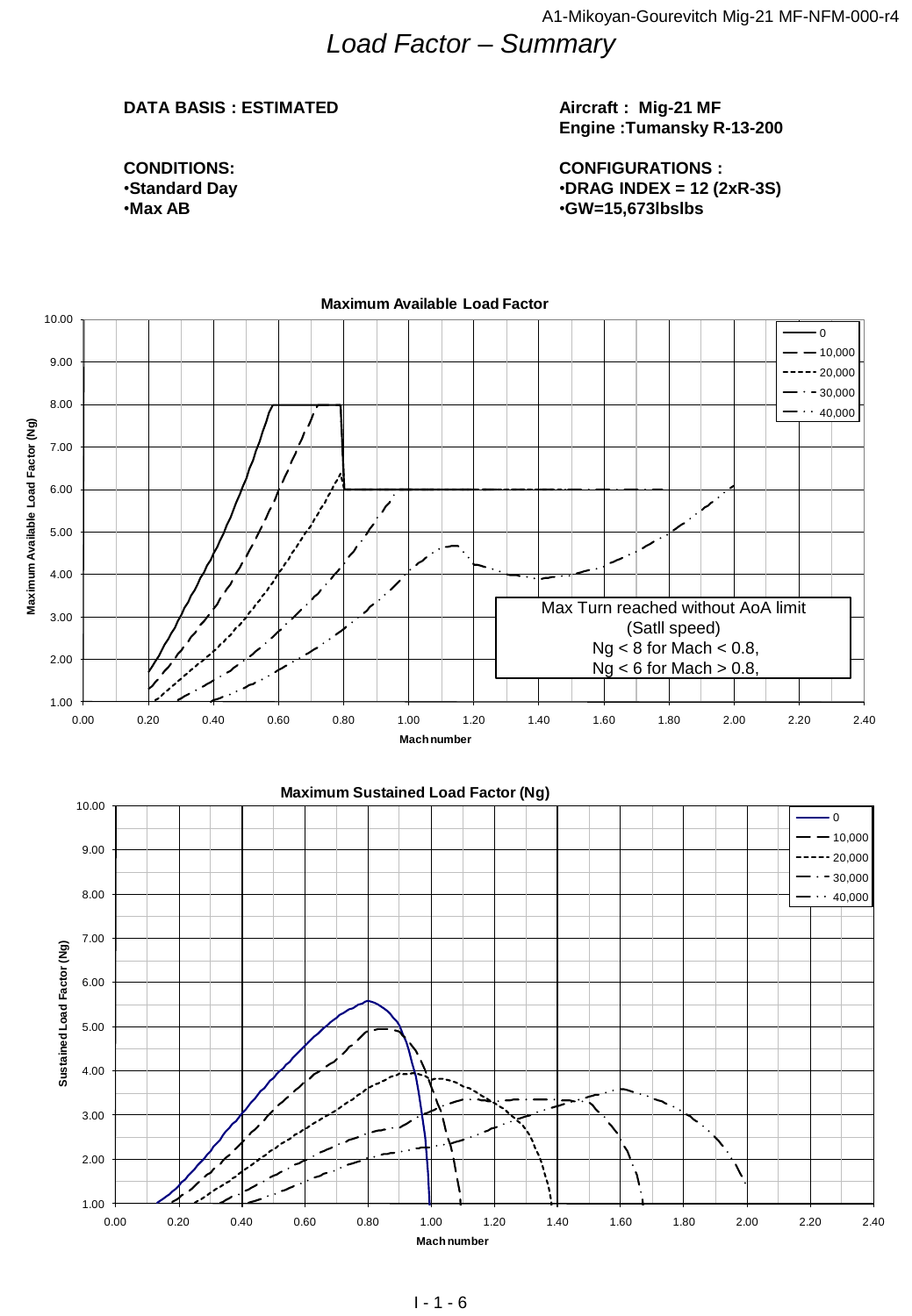# *Load Factor – Summary*

**DATA BASIS : ESTIMATED**

**Aircraft : Mig-21 MF**
**Engine :Tumansky R-13-200**

**CONDITIONS:**
- **Standard Day**
- **Max AB**

**CONFIGURATIONS :**
- **DRAG INDEX = 12 (2xR-3S)**
- **GW=15,673lbslbs**

**Maximum Available Load Factor**

Max Turn reached without AoA limit
(Satll speed)
Ng < 8 for Mach < 0.8,
Ng < 6 for Mach > 0.8,

**Maximum Sustained Load Factor (Ng)**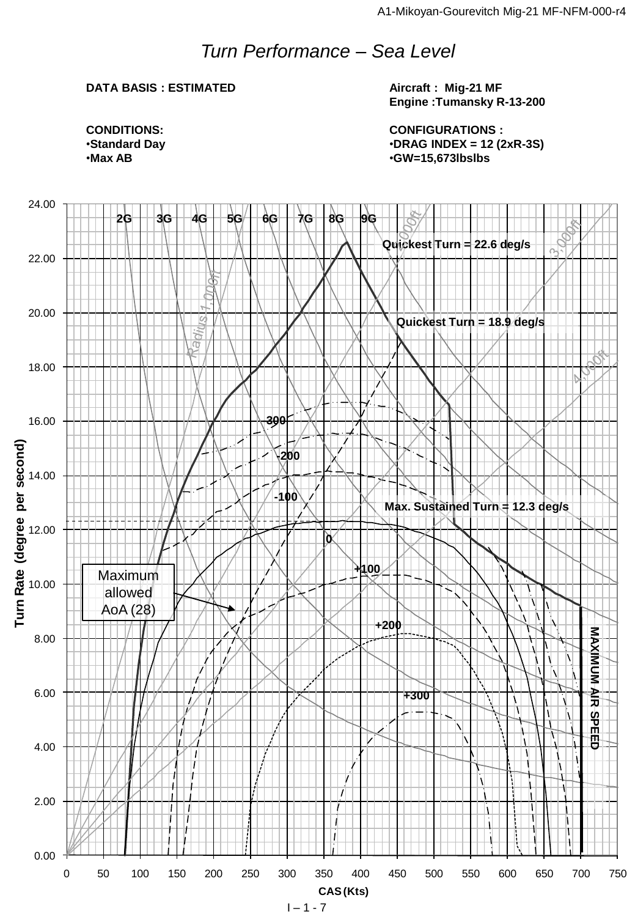# *Turn Performance – Sea Level*

**DATA BASIS : ESTIMATED**

**Aircraft : Mig-21 MF**
**Engine :Tumansky R-13-200**

**CONDITIONS:**
- **Standard Day**
- **Max AB**

**CONFIGURATIONS :**
- **DRAG INDEX = 12 (2xR-3S)**
- **GW=15,673lbslbs**

2G 3G 4G 5G 6G 7G 8G 9G

Radius 1,000ft 2,000ft 3,000ft 4,000ft

**Quickest Turn = 22.6 deg/s**

**Quickest Turn = 18.9 deg/s**

**Max. Sustained Turn = 12.3 deg/s**

-300 -200 -100 0 +100 +200 +300

Maximum allowed AoA (28)

**MAXIMUM AIR SPEED**

**Turn Rate (degree per second)**

**CAS (Kts)**

24.00 22.00 20.00 18.00 16.00 14.00 12.00 10.00 8.00 6.00 4.00 2.00 0.00

0 50 100 150 200 250 300 350 400 450 500 550 600 650 700 750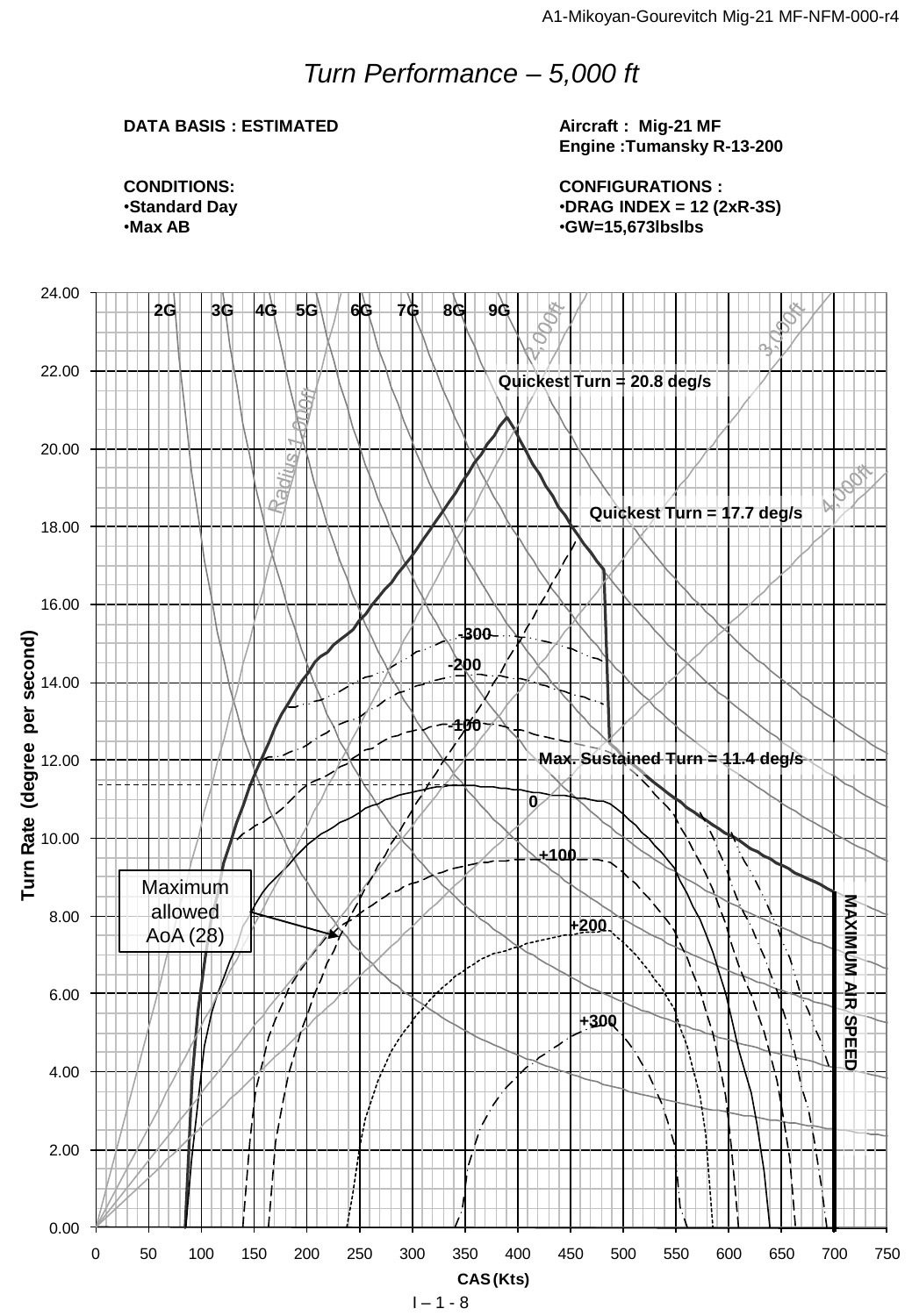# *Turn Performance – 5,000 ft*

**DATA BASIS : ESTIMATED**

**CONDITIONS:**
- **Standard Day**
- **Max AB**

**Aircraft : Mig-21 MF**
**Engine :Tumansky R-13-200**

**CONFIGURATIONS :**
- **DRAG INDEX = 12 (2xR-3S)**
- **GW=15,673lbslbs**

2G 3G 4G 5G 6G 7G 8G 9G

Radius 1,000ft 2,000ft 3,000ft 4,000ft

**Quickest Turn = 20.8 deg/s**

**Quickest Turn = 17.7 deg/s**

**Max. Sustained Turn = 11.4 deg/s**

-300 -200 -100 0 +100 +200 +300

Maximum allowed AoA (28)

**MAXIMUM AIR SPEED**

**Turn Rate (degree per second)**

24.00 22.00 20.00 18.00 16.00 14.00 12.00 10.00 8.00 6.00 4.00 2.00 0.00

0 50 100 150 200 250 300 350 400 450 500 550 600 650 700 750

**CAS (Kts)**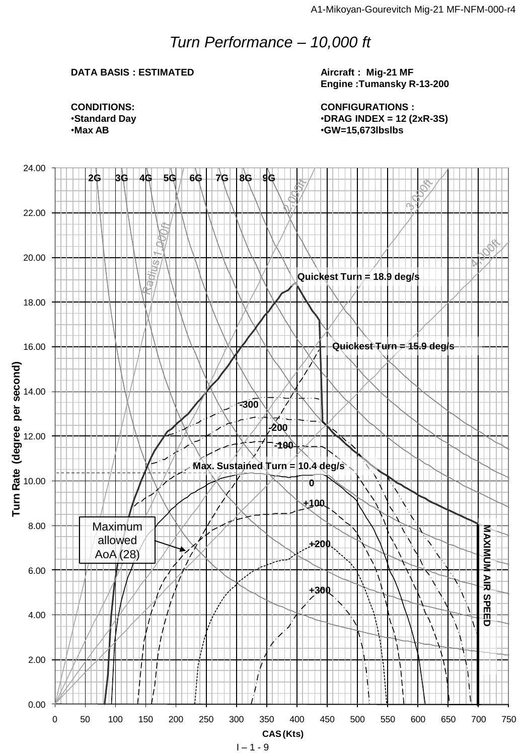# *Turn Performance – 10,000 ft*

**DATA BASIS : ESTIMATED**

**Aircraft : Mig-21 MF**
**Engine :Tumansky R-13-200**

**CONDITIONS:**
- **Standard Day**
- **Max AB**

**CONFIGURATIONS :**
- **DRAG INDEX = 12 (2xR-3S)**
- **GW=15,673lbslbs**

Chart labels:

- Y axis: Turn Rate (degree per second), 0.00 to 24.00
- X axis: CAS (Kts), 0 to 750
- Load factor lines: 2G, 3G, 4G, 5G, 6G, 7G, 8G, 9G
- Turn radius lines: Radius 1,000ft, 2,000ft, 3,000ft, 4,000ft
- Specific excess power curves: -300, -200, -100, 0, +100, +200, +300
- Quickest Turn = 18.9 deg/s
- Quickest Turn = 15.9 deg/s
- Max. Sustained Turn = 10.4 deg/s
- Maximum allowed AoA (28)
- MAXIMUM AIR SPEED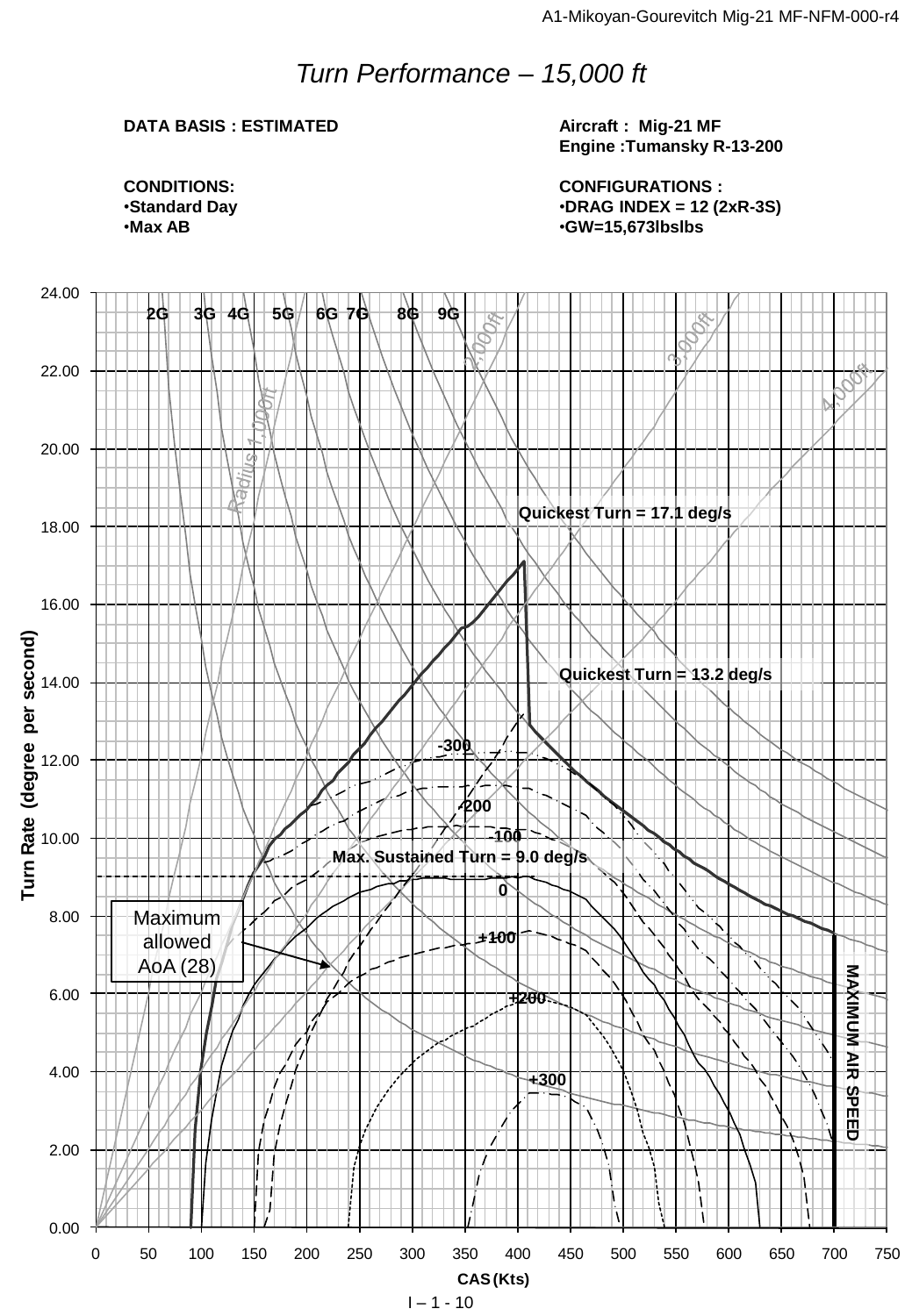# *Turn Performance – 15,000 ft*

**DATA BASIS : ESTIMATED**

**Aircraft : Mig-21 MF**
**Engine :Tumansky R-13-200**

**CONDITIONS:**
- **Standard Day**
- **Max AB**

**CONFIGURATIONS :**
- **DRAG INDEX = 12 (2xR-3S)**
- **GW=15,673lbslbs**

2G 3G 4G 5G 6G 7G 8G 9G

Radius 1,000ft
2,000ft
3,000ft
4,000ft

Quickest Turn = 17.1 deg/s

Quickest Turn = 13.2 deg/s

-300
-200
-100
Max. Sustained Turn = 9.0 deg/s
0
+100
+200
+300

Maximum allowed AoA (28)

MAXIMUM AIR SPEED

Turn Rate (degree per second)

CAS (Kts)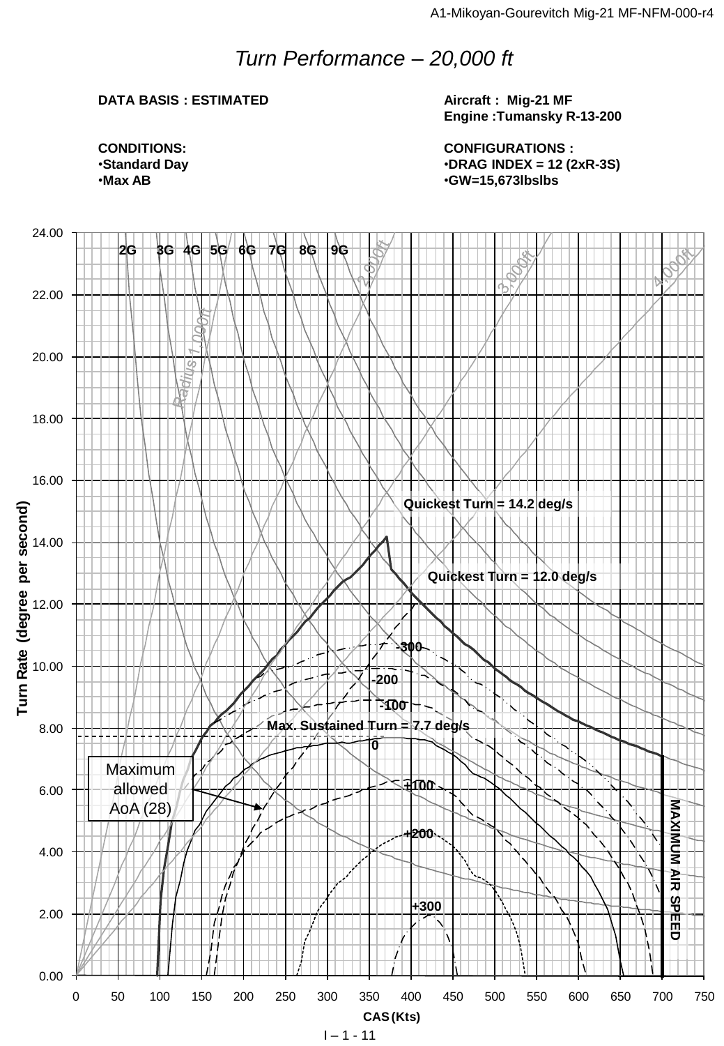# *Turn Performance – 20,000 ft*

**DATA BASIS : ESTIMATED**

**CONDITIONS:**
- **Standard Day**
- **Max AB**

**Aircraft : Mig-21 MF**
**Engine :Tumansky R-13-200**

**CONFIGURATIONS :**
- **DRAG INDEX = 12 (2xR-3S)**
- **GW=15,673lbslbs**

Turn Rate (degree per second) vs. CAS (Kts)

- Load factor lines: 2G, 3G, 4G, 5G, 6G, 7G, 8G, 9G
- Turn radius lines: Radius 1,000ft, 2,000ft, 3,000ft, 4,000ft
- Specific excess power curves: -300, -200, -100, 0, +100, +200, +300
- **Quickest Turn = 14.2 deg/s**
- **Quickest Turn = 12.0 deg/s**
- **Max. Sustained Turn = 7.7 deg/s**
- Maximum allowed AoA (28)
- **MAXIMUM AIR SPEED**

Y-axis: 0.00 – 24.00; X-axis: 0 – 750 CAS (Kts)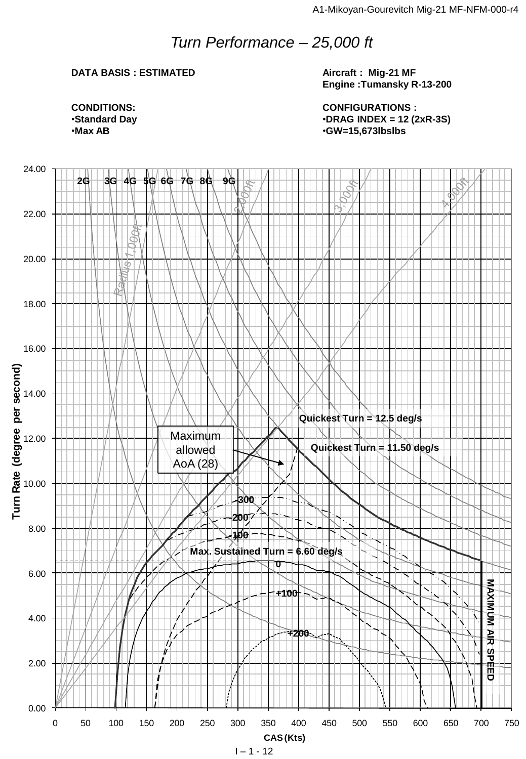# *Turn Performance – 25,000 ft*

**DATA BASIS : ESTIMATED**

**Aircraft : Mig-21 MF**
**Engine :Tumansky R-13-200**

**CONDITIONS:**
- **Standard Day**
- **Max AB**

**CONFIGURATIONS :**
- **DRAG INDEX = 12 (2xR-3S)**
- **GW=15,673lbslbs**

Turn Rate (degree per second)

2G 3G 4G 5G 6G 7G 8G 9G

Radius 1,000ft 2,000ft 3,000ft 4,000ft

Quickest Turn = 12.5 deg/s

Quickest Turn = 11.50 deg/s

Maximum allowed AoA (28)

-300

-200

-100

Max. Sustained Turn = 6.60 deg/s

0

+100

+200

MAXIMUM AIR SPEED

CAS (Kts)

I – 1 - 12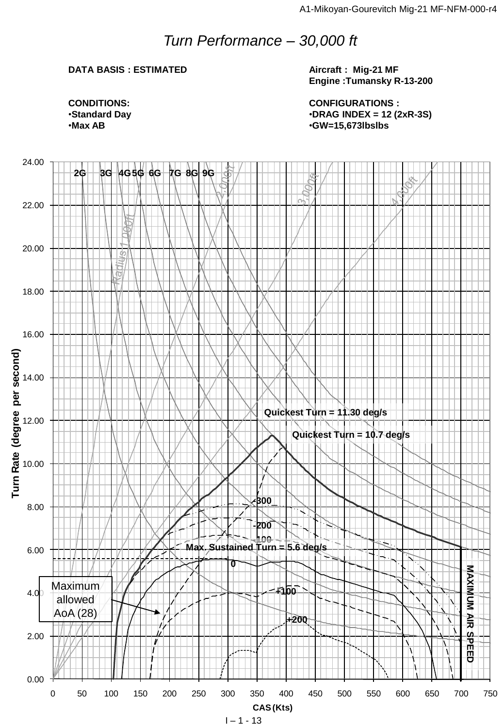# *Turn Performance – 30,000 ft*

**DATA BASIS : ESTIMATED**

**CONDITIONS:**
- **Standard Day**
- **Max AB**

**Aircraft : Mig-21 MF**
**Engine :Tumansky R-13-200**

**CONFIGURATIONS :**
- **DRAG INDEX = 12 (2xR-3S)**
- **GW=15,673lbslbs**

Turn Rate (degree per second)

CAS (Kts)

2G 3G 4G 5G 6G 7G 8G 9G

Radius 1,000ft 2,000ft 3,000ft 4,000ft

Quickest Turn = 11.30 deg/s

Quickest Turn = 10.7 deg/s

-300

-200

-100

Max. Sustained Turn = 5.6 deg/s

0

+100

+200

Maximum allowed AoA (28)

MAXIMUM AIR SPEED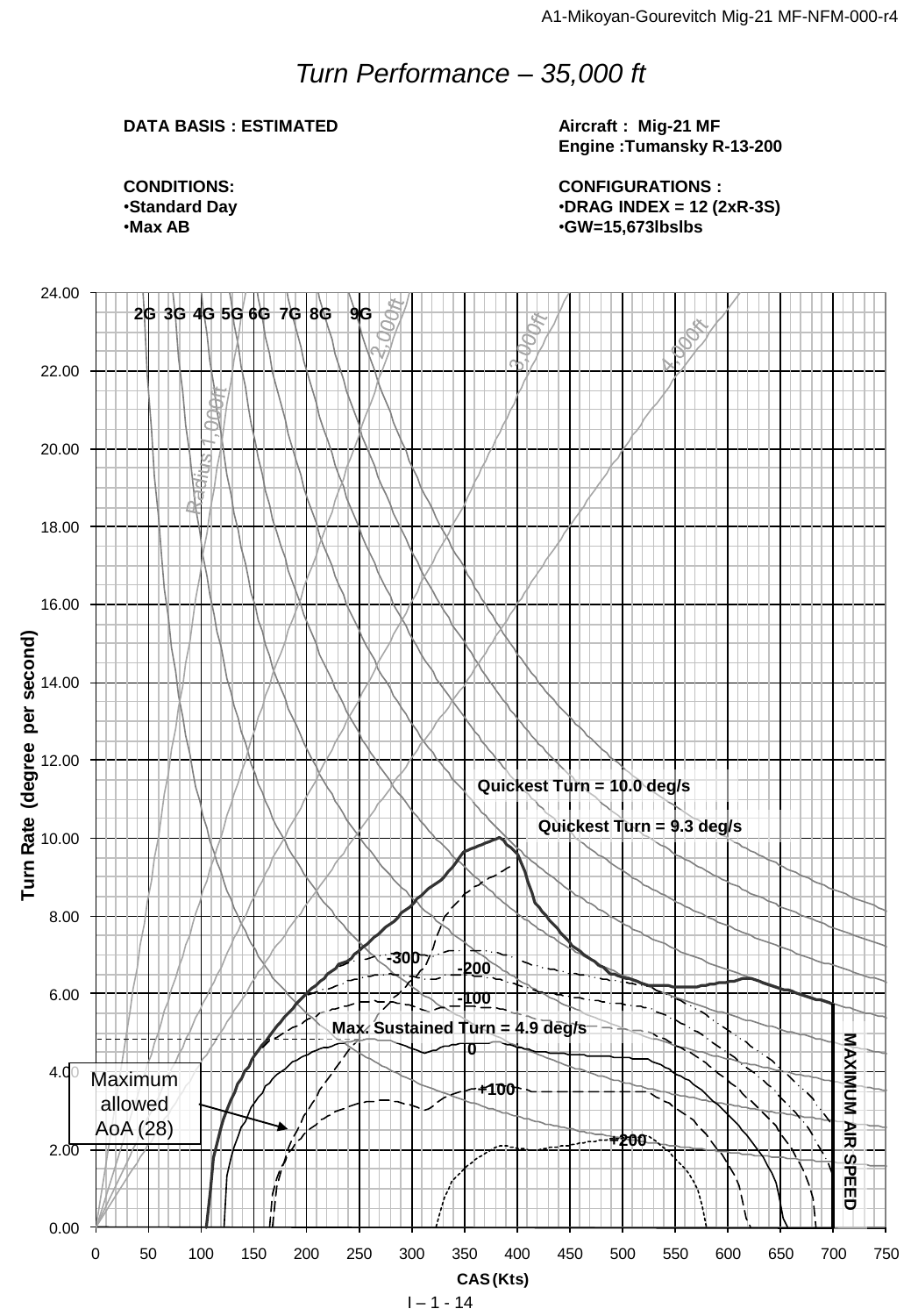# *Turn Performance – 35,000 ft*

**DATA BASIS : ESTIMATED**

**Aircraft : Mig-21 MF**
**Engine :Tumansky R-13-200**

**CONDITIONS:**
- **Standard Day**
- **Max AB**

**CONFIGURATIONS :**
- **DRAG INDEX = 12 (2xR-3S)**
- **GW=15,673lbslbs**

2G 3G 4G 5G 6G 7G 8G 9G

Radius 1,000ft 2,000ft 3,000ft 4,000ft

Quickest Turn = 10.0 deg/s

Quickest Turn = 9.3 deg/s

-300 -200 -100

Max. Sustained Turn = 4.9 deg/s

0 +100 +200

Maximum allowed AoA (28)

MAXIMUM AIR SPEED

Turn Rate (degree per second)

CAS (Kts)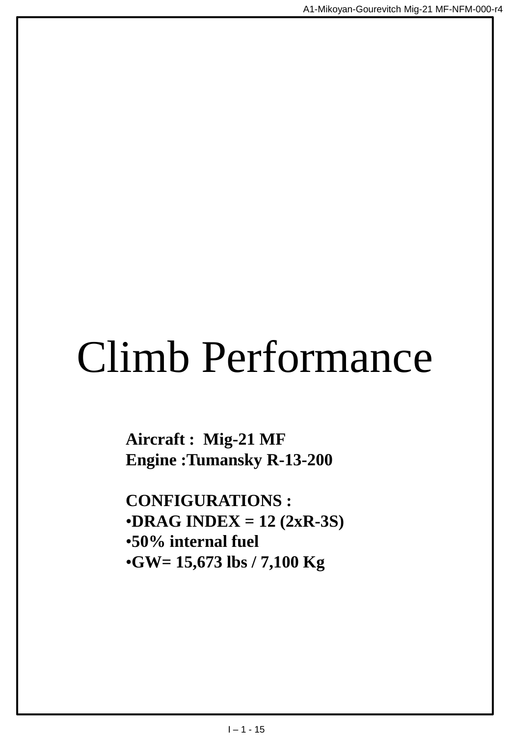# Climb Performance

**Aircraft : Mig-21 MF**
**Engine :Tumansky R-13-200**

**CONFIGURATIONS :**

- **DRAG INDEX = 12 (2xR-3S)**
- **50% internal fuel**
- **GW= 15,673 lbs / 7,100 Kg**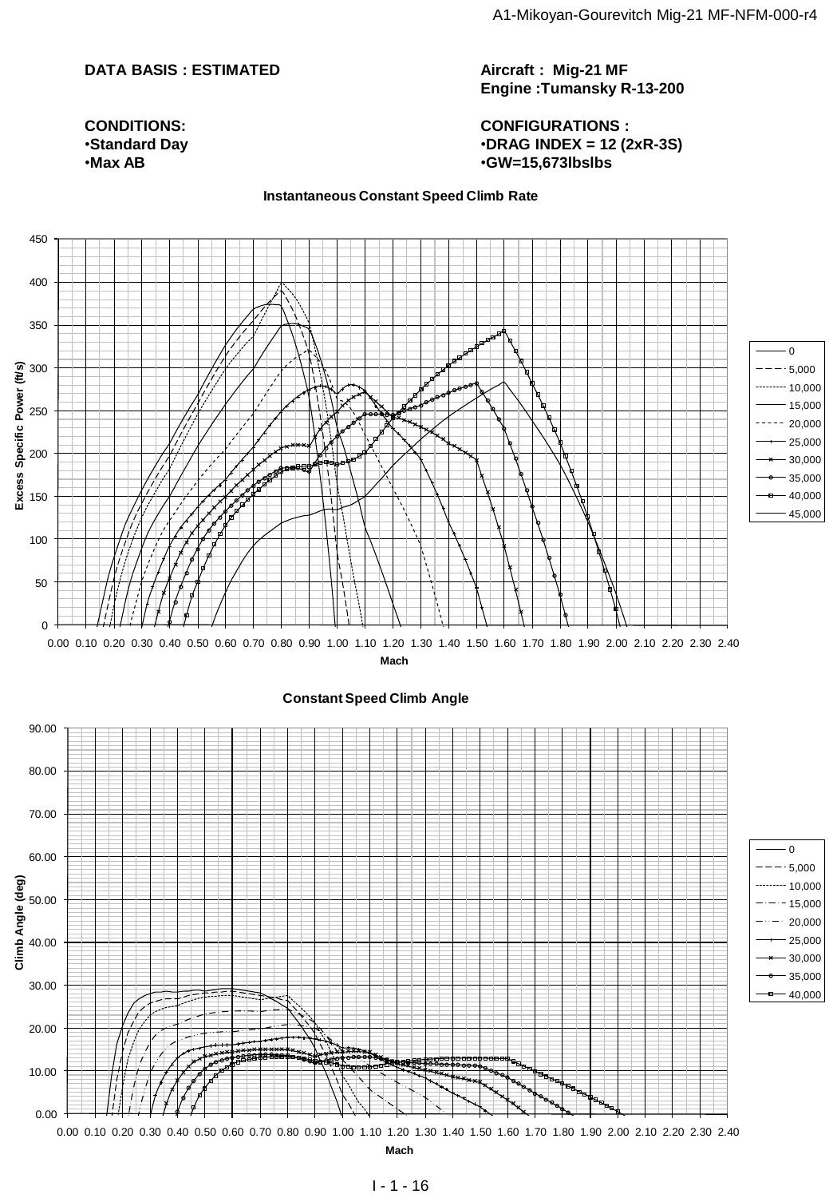**DATA BASIS : ESTIMATED**

**Aircraft : Mig-21 MF**
**Engine :Tumansky R-13-200**

**CONDITIONS:**
- **Standard Day**
- **Max AB**

**CONFIGURATIONS :**
- **DRAG INDEX = 12 (2xR-3S)**
- **GW=15,673lbslbs**

**Instantaneous Constant Speed Climb Rate**

Excess Specific Power (ft/s) vs. Mach

Y-axis: 0, 50, 100, 150, 200, 250, 300, 350, 400, 450

X-axis: 0.00 0.10 0.20 0.30 0.40 0.50 0.60 0.70 0.80 0.90 1.00 1.10 1.20 1.30 1.40 1.50 1.60 1.70 1.80 1.90 2.00 2.10 2.20 2.30 2.40

Legend: 0, 5,000, 10,000, 15,000, 20,000, 25,000, 30,000, 35,000, 40,000, 45,000

**Constant Speed Climb Angle**

Climb Angle (deg) vs. Mach

Y-axis: 0.00, 10.00, 20.00, 30.00, 40.00, 50.00, 60.00, 70.00, 80.00, 90.00

X-axis: 0.00 0.10 0.20 0.30 0.40 0.50 0.60 0.70 0.80 0.90 1.00 1.10 1.20 1.30 1.40 1.50 1.60 1.70 1.80 1.90 2.00 2.10 2.20 2.30 2.40

Legend: 0, 5,000, 10,000, 15,000, 20,000, 25,000, 30,000, 35,000, 40,000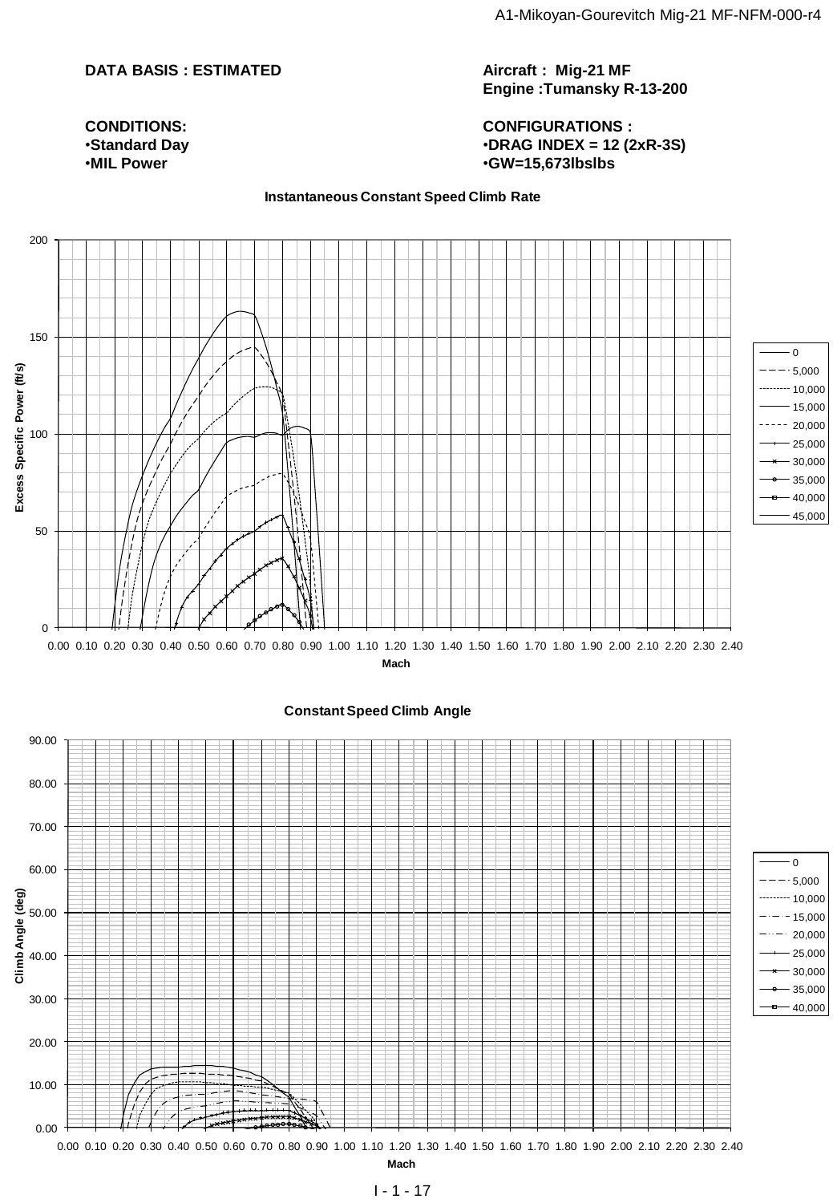**DATA BASIS : ESTIMATED**

**Aircraft : Mig-21 MF**
**Engine :Tumansky R-13-200**

**CONDITIONS:**
- **Standard Day**
- **MIL Power**

**CONFIGURATIONS :**
- **DRAG INDEX = 12 (2xR-3S)**
- **GW=15,673lbslbs**

**Instantaneous Constant Speed Climb Rate**

Y-axis: Excess Specific Power (ft/s) — 0, 50, 100, 150, 200
X-axis: Mach — 0.00 to 2.40
Legend: 0, 5,000, 10,000, 15,000, 20,000, 25,000, 30,000, 35,000, 40,000, 45,000

**Constant Speed Climb Angle**

Y-axis: Climb Angle (deg) — 0.00 to 90.00
X-axis: Mach — 0.00 to 2.40
Legend: 0, 5,000, 10,000, 15,000, 20,000, 25,000, 30,000, 35,000, 40,000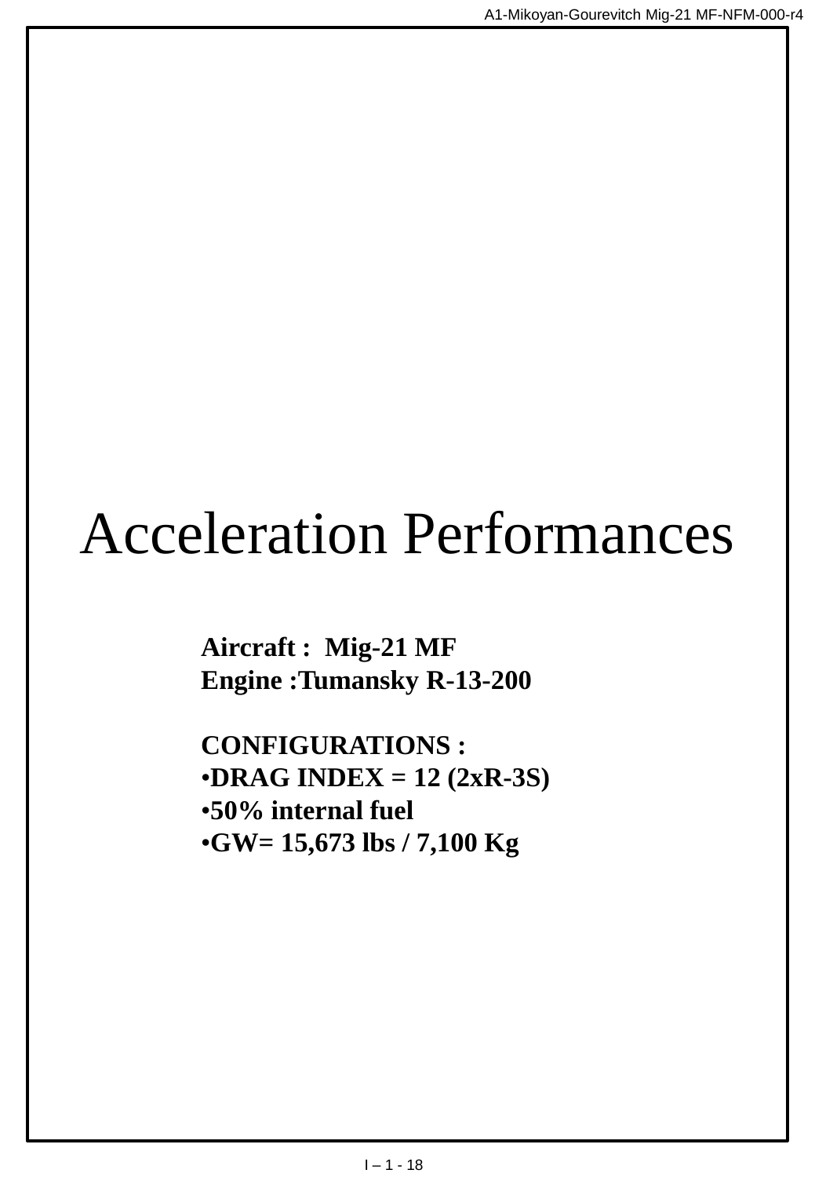# Acceleration Performances

**Aircraft : Mig-21 MF**
**Engine :Tumansky R-13-200**

**CONFIGURATIONS :**

- **DRAG INDEX = 12 (2xR-3S)**
- **50% internal fuel**
- **GW= 15,673 lbs / 7,100 Kg**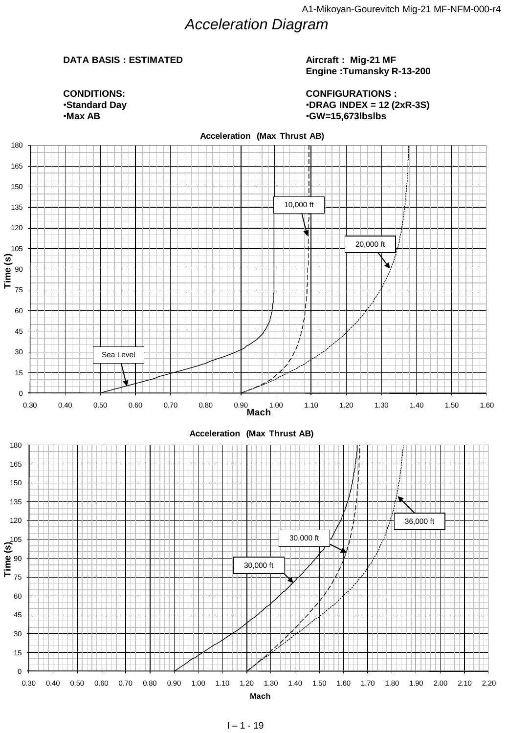# *Acceleration Diagram*

**DATA BASIS : ESTIMATED**

**Aircraft : Mig-21 MF**
**Engine :Tumansky R-13-200**

**CONDITIONS:**
- **Standard Day**
- **Max AB**

**CONFIGURATIONS :**
- **DRAG INDEX = 12 (2xR-3S)**
- **GW=15,673lbslbs**

**Acceleration (Max Thrust AB)**

Time (s) vs Mach — curves: Sea Level, 10,000 ft, 20,000 ft

**Acceleration (Max Thrust AB)**

Time (s) vs Mach — curves: 30,000 ft, 30,000 ft, 36,000 ft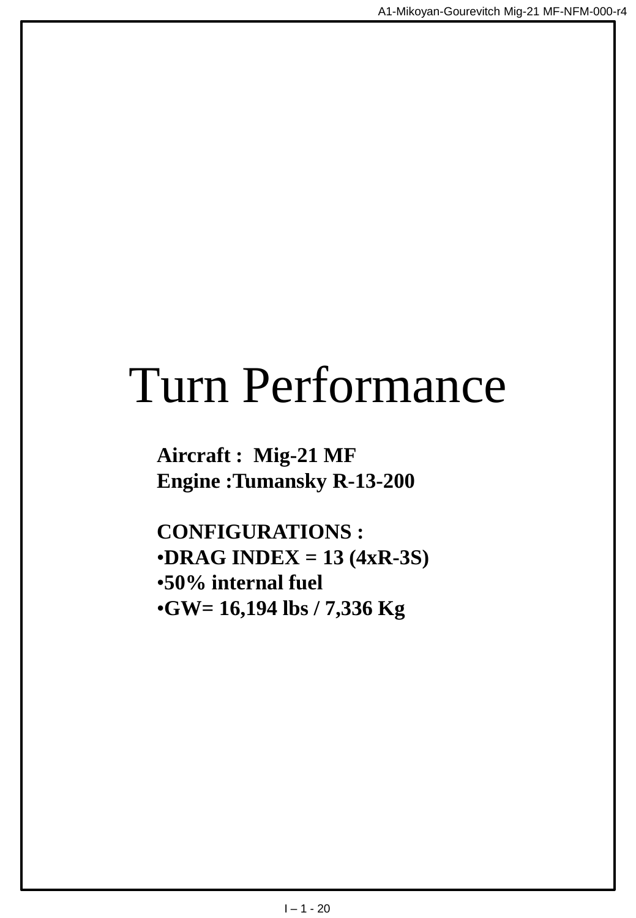# Turn Performance

**Aircraft : Mig-21 MF**
**Engine :Tumansky R-13-200**

**CONFIGURATIONS :**

- **DRAG INDEX = 13 (4xR-3S)**
- **50% internal fuel**
- **GW= 16,194 lbs / 7,336 Kg**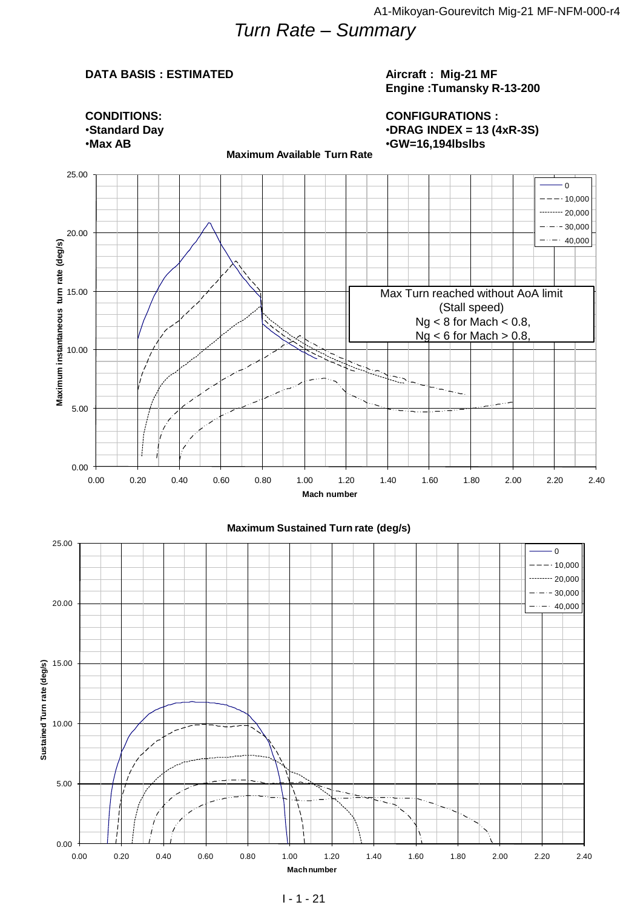# *Turn Rate – Summary*

**DATA BASIS : ESTIMATED**

**Aircraft : Mig-21 MF**
**Engine :Tumansky R-13-200**

**CONDITIONS:**
- **Standard Day**
- **Max AB**

**CONFIGURATIONS :**
- **DRAG INDEX = 13 (4xR-3S)**
- **GW=16,194lbslbs**

**Maximum Available Turn Rate**

Maximum instantaneous turn rate (deg/s) vs. Mach number

Legend: 0, 10,000, 20,000, 30,000, 40,000

Max Turn reached without AoA limit
(Stall speed)
Ng < 8 for Mach < 0.8,
Ng < 6 for Mach > 0.8,

**Maximum Sustained Turn rate (deg/s)**

Sustained Turn rate (deg/s) vs. Mach number

Legend: 0, 10,000, 20,000, 30,000, 40,000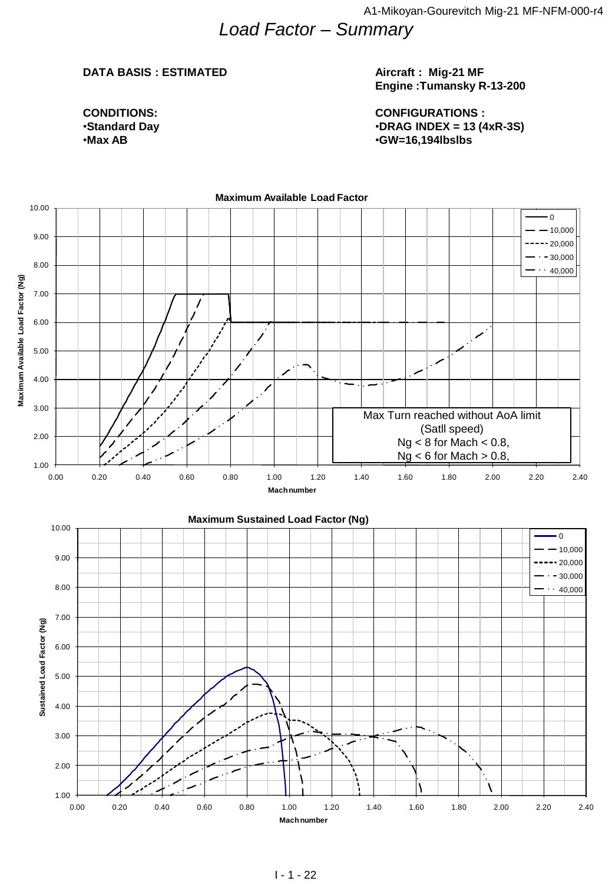# *Load Factor – Summary*

**DATA BASIS : ESTIMATED**

**Aircraft : Mig-21 MF**
**Engine :Tumansky R-13-200**

**CONDITIONS:**
- **Standard Day**
- **Max AB**

**CONFIGURATIONS :**
- **DRAG INDEX = 13 (4xR-3S)**
- **GW=16,194lbslbs**

**Maximum Available Load Factor**

Legend: 0, 10,000, 20,000, 30,000, 40,000

Y-axis: Maximum Available Load Factor (Ng) — 1.00 to 10.00
X-axis: Mach number — 0.00 to 2.40

Max Turn reached without AoA limit
(Satll speed)
Ng < 8 for Mach < 0.8,
Ng < 6 for Mach > 0.8,

**Maximum Sustained Load Factor (Ng)**

Legend: 0, 10,000, 20,000, 30,000, 40,000

Y-axis: Sustained Load Factor (Ng) — 1.00 to 10.00
X-axis: Mach number — 0.00 to 2.40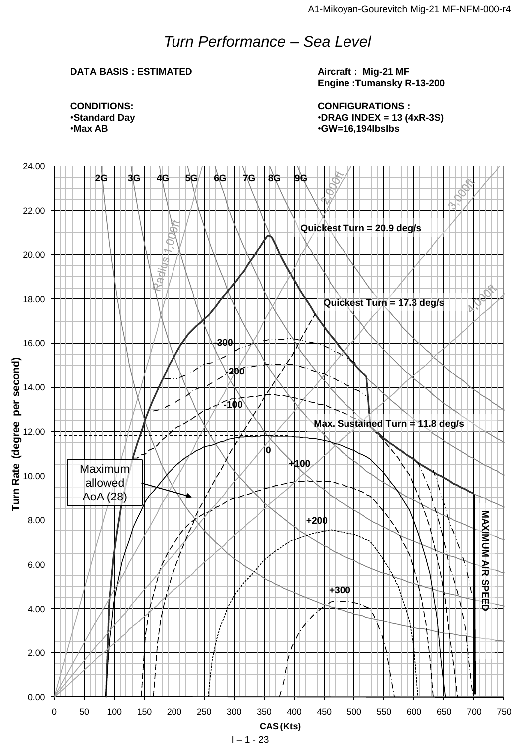# Turn Performance – Sea Level

**DATA BASIS : ESTIMATED**

**Aircraft : Mig-21 MF**
**Engine :Tumansky R-13-200**

**CONDITIONS:**
- **Standard Day**
- **Max AB**

**CONFIGURATIONS :**
- **DRAG INDEX = 13 (4xR-3S)**
- **GW=16,194lbslbs**

2G 3G 4G 5G 6G 7G 8G 9G

Radius 1,000ft  2,000ft  3,000ft  4,000ft

**Quickest Turn = 20.9 deg/s**

**Quickest Turn = 17.3 deg/s**

**Max. Sustained Turn = 11.8 deg/s**

300  -200  -100  0  +100  +200  +300

Maximum allowed AoA (28)

**MAXIMUM AIR SPEED**

**Turn Rate (degree per second)**

**CAS (Kts)**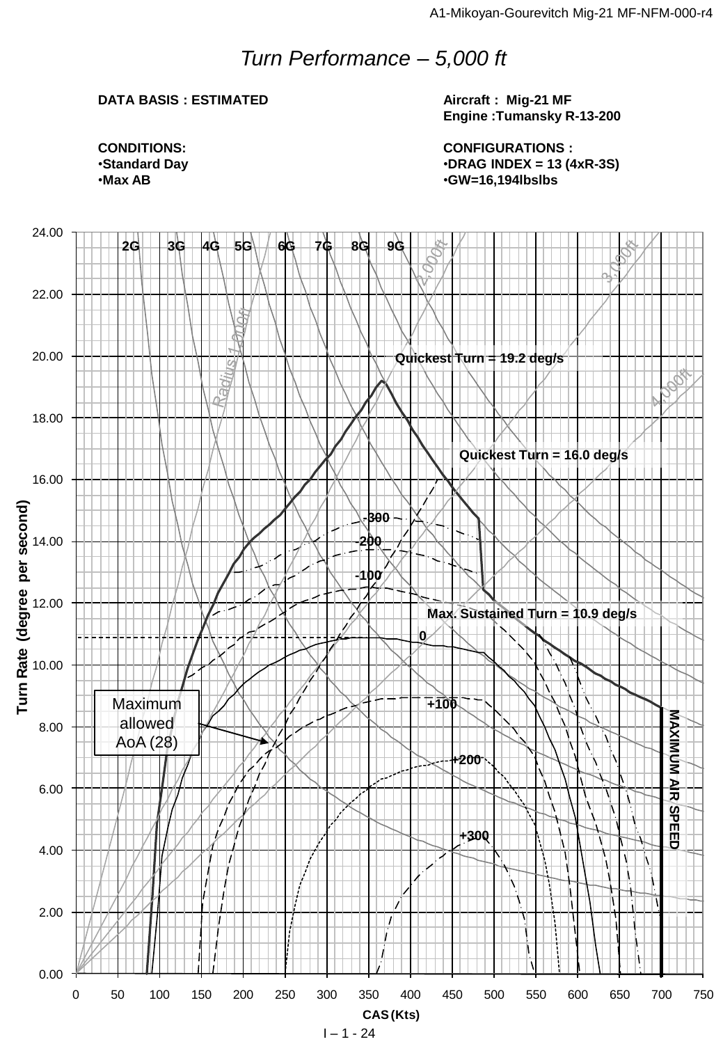# Turn Performance – 5,000 ft

**DATA BASIS : ESTIMATED**

**Aircraft : Mig-21 MF**
**Engine :Tumansky R-13-200**

**CONDITIONS:**
- **Standard Day**
- **Max AB**

**CONFIGURATIONS :**
- **DRAG INDEX = 13 (4xR-3S)**
- **GW=16,194lbslbs**

Chart annotations:

- **Quickest Turn = 19.2 deg/s**
- **Quickest Turn = 16.0 deg/s**
- **Max. Sustained Turn = 10.9 deg/s**
- Maximum allowed AoA (28)
- **MAXIMUM AIR SPEED**
- G lines: 2G, 3G, 4G, 5G, 6G, 7G, 8G, 9G
- Radius lines: Radius 1,000ft, 2,000ft, 3,000ft, 4,000ft
- Specific excess power curves: -300, -200, -100, 0, +100, +200, +300

Y-axis: **Turn Rate (degree per second)** (0.00 – 24.00)

X-axis: **CAS (Kts)** (0 – 750)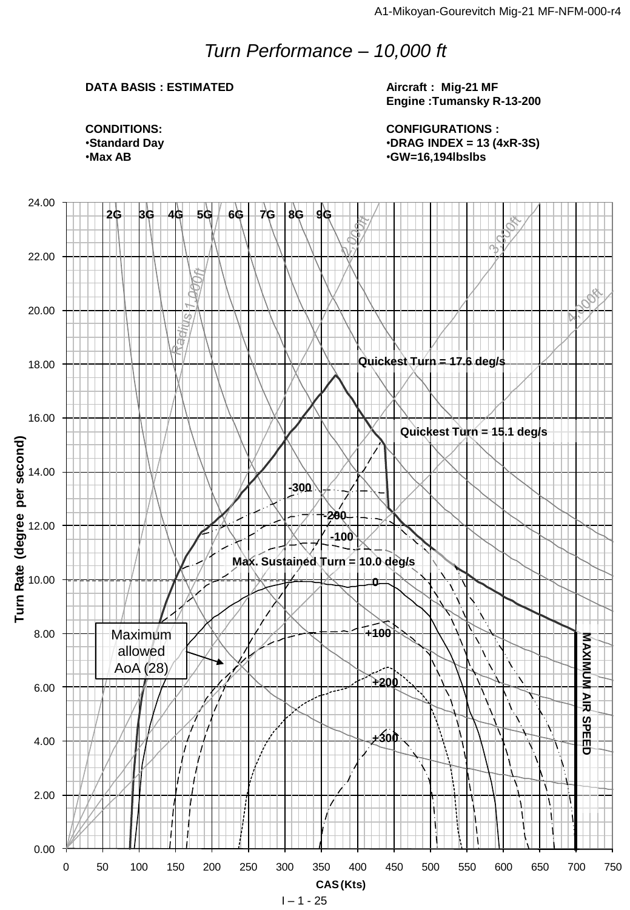# *Turn Performance – 10,000 ft*

**DATA BASIS : ESTIMATED**

**Aircraft : Mig-21 MF**
**Engine :Tumansky R-13-200**

**CONDITIONS:**
- **Standard Day**
- **Max AB**

**CONFIGURATIONS :**
- **DRAG INDEX = 13 (4xR-3S)**
- **GW=16,194lbslbs**

2G 3G 4G 5G 6G 7G 8G 9G

Radius 1,000ft
2,000ft
3,000ft
4,000ft

Quickest Turn = 17.6 deg/s

Quickest Turn = 15.1 deg/s

Max. Sustained Turn = 10.0 deg/s

-300
-200
-100
0
+100
+200
+300

Maximum allowed AoA (28)

MAXIMUM AIR SPEED

Turn Rate (degree per second): 0.00, 2.00, 4.00, 6.00, 8.00, 10.00, 12.00, 14.00, 16.00, 18.00, 20.00, 22.00, 24.00

CAS (Kts): 0, 50, 100, 150, 200, 250, 300, 350, 400, 450, 500, 550, 600, 650, 700, 750

I – 1 - 25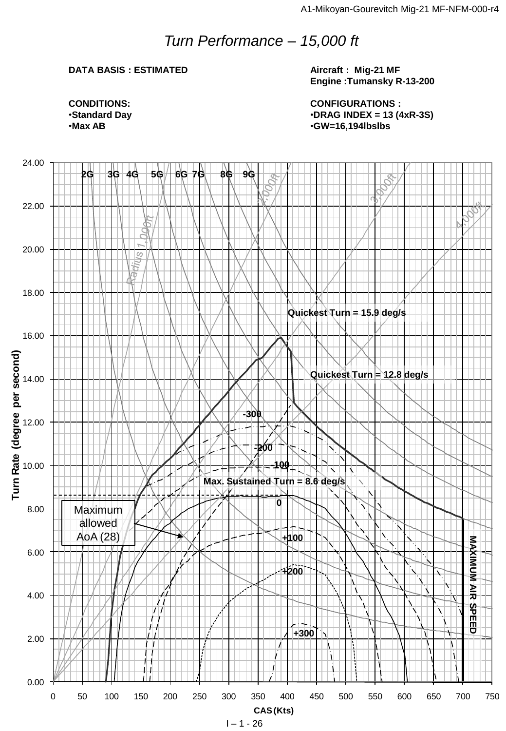# *Turn Performance – 15,000 ft*

**DATA BASIS : ESTIMATED**

**Aircraft : Mig-21 MF**
**Engine :Tumansky R-13-200**

**CONDITIONS:**
- **Standard Day**
- **Max AB**

**CONFIGURATIONS :**
- **DRAG INDEX = 13 (4xR-3S)**
- **GW=16,194lbslbs**

2G 3G 4G 5G 6G 7G 8G 9G

Radius 1,000ft 2,000ft 3,000ft 4,000ft

Quickest Turn = 15.9 deg/s

Quickest Turn = 12.8 deg/s

-300 -200 -100

Max. Sustained Turn = 8.6 deg/s

0 +100 +200 +300

Maximum allowed AoA (28)

MAXIMUM AIR SPEED

Turn Rate (degree per second)

CAS (Kts)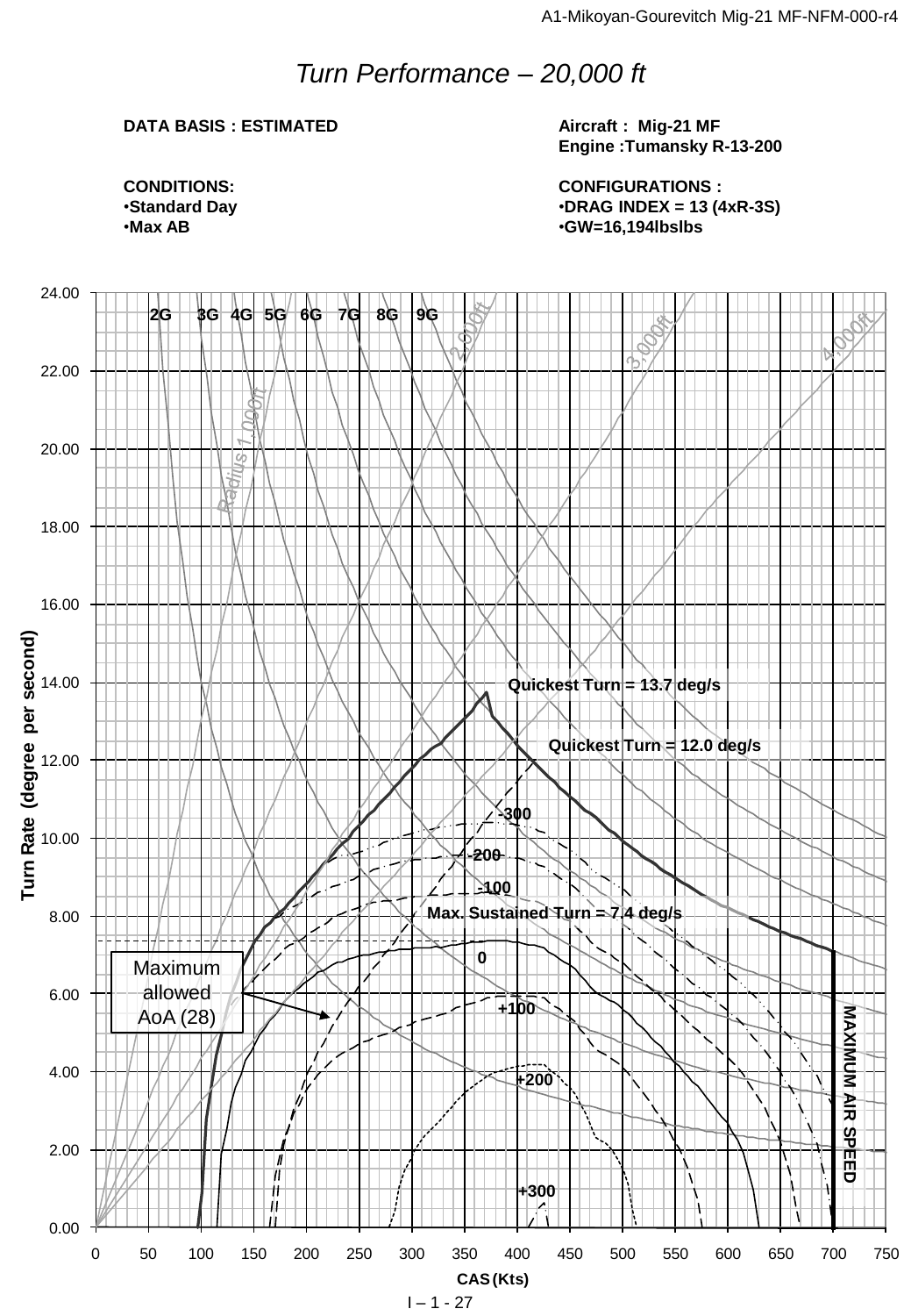# *Turn Performance – 20,000 ft*

**DATA BASIS : ESTIMATED**

**Aircraft : Mig-21 MF**
**Engine :Tumansky R-13-200**

**CONDITIONS:**
- **Standard Day**
- **Max AB**

**CONFIGURATIONS :**
- **DRAG INDEX = 13 (4xR-3S)**
- **GW=16,194lbslbs**

Turn Rate (degree per second): 0.00, 2.00, 4.00, 6.00, 8.00, 10.00, 12.00, 14.00, 16.00, 18.00, 20.00, 22.00, 24.00

CAS (Kts): 0, 50, 100, 150, 200, 250, 300, 350, 400, 450, 500, 550, 600, 650, 700, 750

2G 3G 4G 5G 6G 7G 8G 9G

Radius 1,000ft, 2,000ft, 3,000ft, 4,000ft

Quickest Turn = 13.7 deg/s

Quickest Turn = 12.0 deg/s

-300

-200

-100

Max. Sustained Turn = 7.4 deg/s

0

+100

+200

+300

Maximum allowed AoA (28)

MAXIMUM AIR SPEED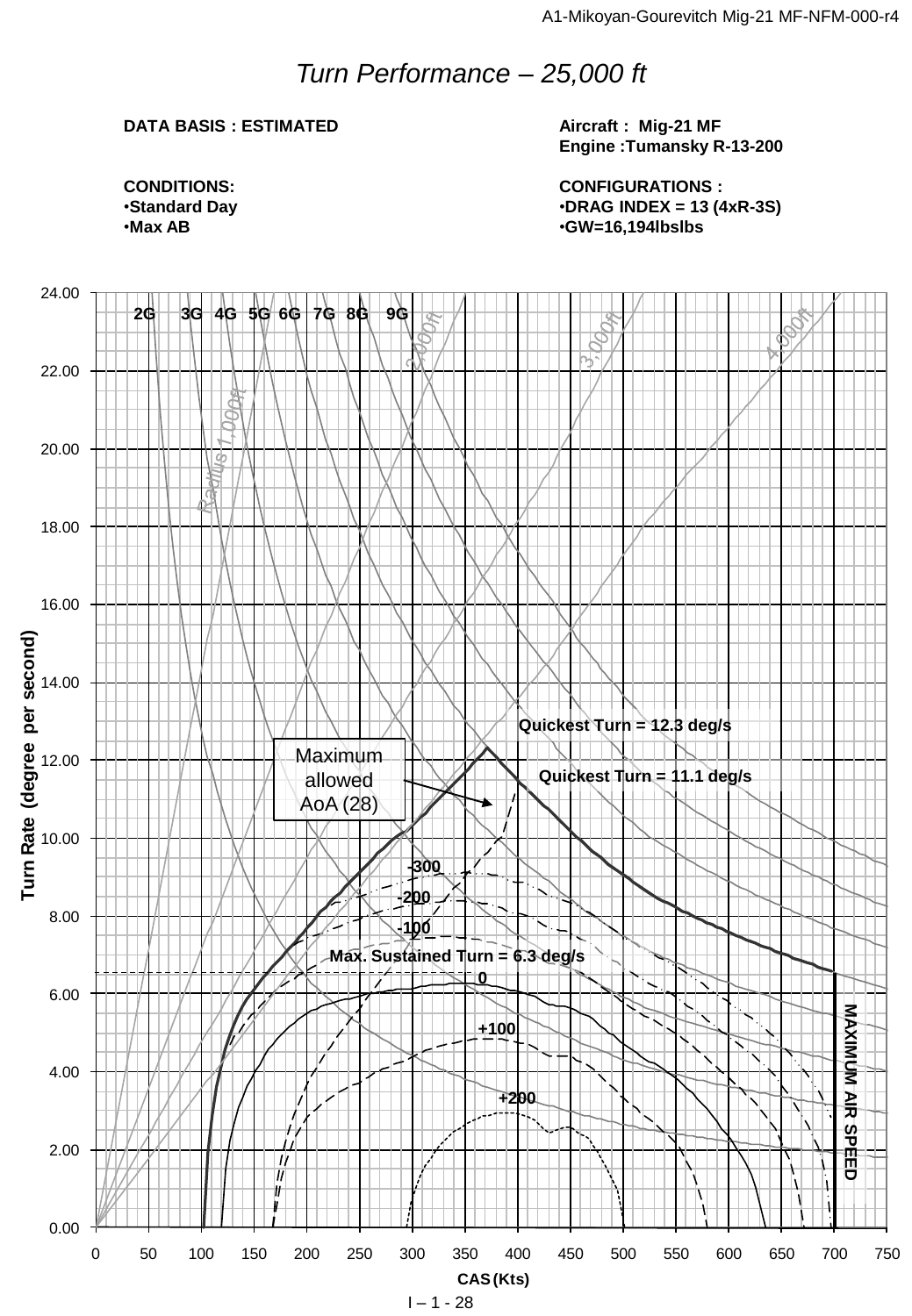# *Turn Performance – 25,000 ft*

**DATA BASIS : ESTIMATED**

**Aircraft : Mig-21 MF**
**Engine :Tumansky R-13-200**

**CONDITIONS:**
- **Standard Day**
- **Max AB**

**CONFIGURATIONS :**
- **DRAG INDEX = 13 (4xR-3S)**
- **GW=16,194lbslbs**

Chart labels:

- Turn Rate (degree per second): 0.00 to 24.00 in steps of 2.00
- CAS (Kts): 0 to 750 in steps of 50
- Load factor lines: 2G, 3G, 4G, 5G, 6G, 7G, 8G, 9G
- Radius lines: Radius 1,000ft, 2,000ft, 3,000ft, 4,000ft
- Specific excess power curves: -300, -200, -100, 0, +100, +200
- Quickest Turn = 12.3 deg/s
- Quickest Turn = 11.1 deg/s
- Maximum allowed AoA (28)
- Max. Sustained Turn = 6.3 deg/s
- MAXIMUM AIR SPEED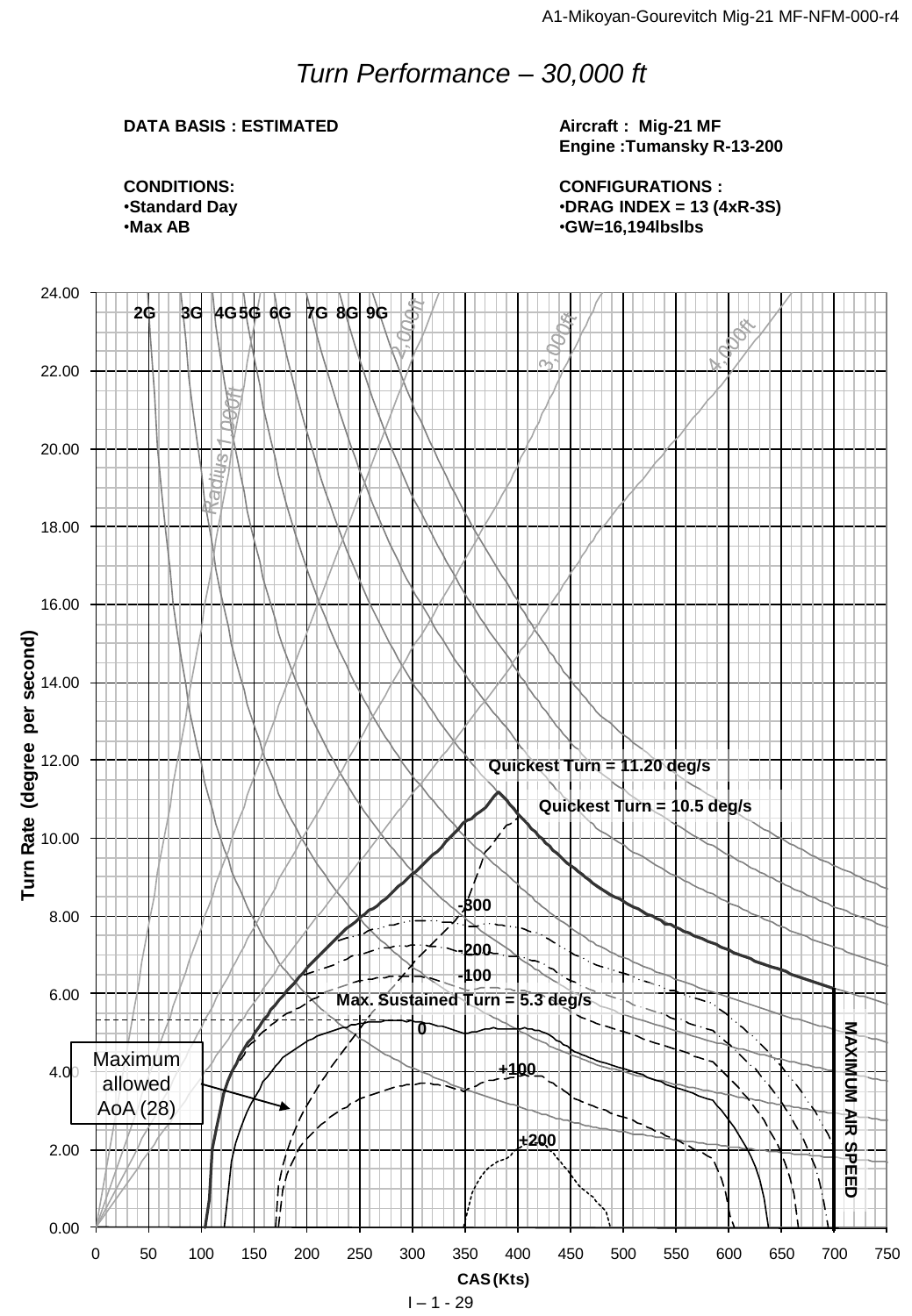# *Turn Performance – 30,000 ft*

**DATA BASIS : ESTIMATED**

**Aircraft : Mig-21 MF**
**Engine :Tumansky R-13-200**

**CONDITIONS:**
- **Standard Day**
- **Max AB**

**CONFIGURATIONS :**
- **DRAG INDEX = 13 (4xR-3S)**
- **GW=16,194lbslbs**

Turn Rate (degree per second)

2G 3G 4G 5G 6G 7G 8G 9G

Radius 1,000ft 2,000ft 3,000ft 4,000ft

Quickest Turn = 11.20 deg/s

Quickest Turn = 10.5 deg/s

-300

-200

-100

Max. Sustained Turn = 5.3 deg/s

0

+100

+200

Maximum allowed AoA (28)

MAXIMUM AIR SPEED

CAS (Kts)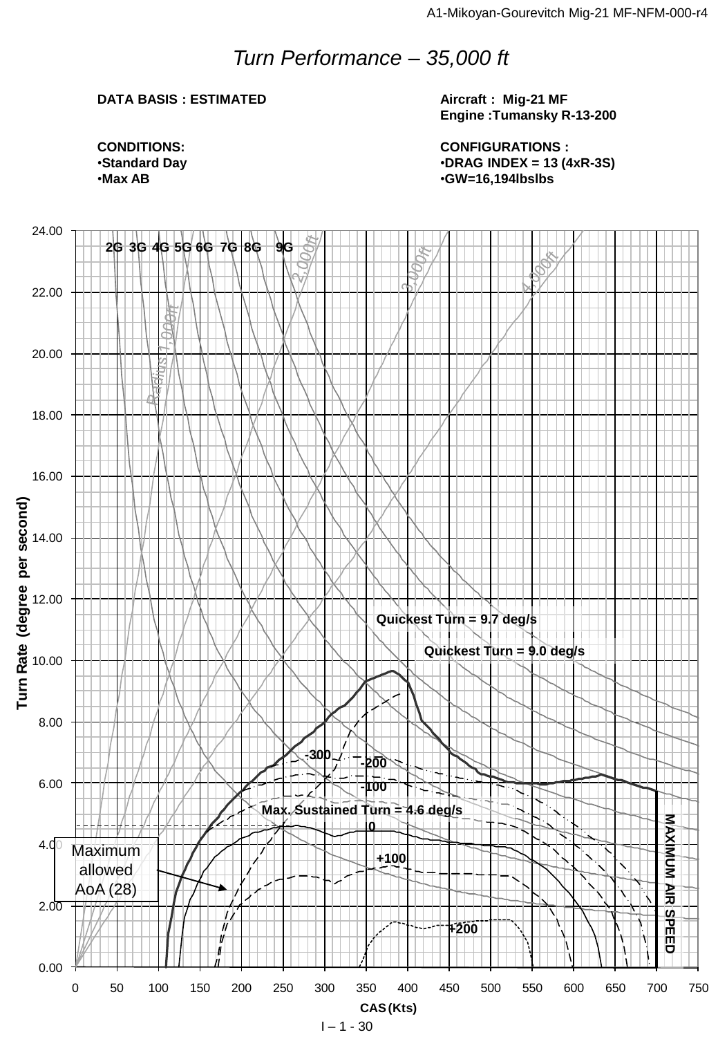# *Turn Performance – 35,000 ft*

**DATA BASIS : ESTIMATED**

**Aircraft : Mig-21 MF**
**Engine :Tumansky R-13-200**

**CONDITIONS:**
- **Standard Day**
- **Max AB**

**CONFIGURATIONS :**
- **DRAG INDEX = 13 (4xR-3S)**
- **GW=16,194lbslbs**

2G 3G 4G 5G 6G 7G 8G 9G

Radius 1,000ft 2,000ft 3,000ft 4,000ft

Quickest Turn = 9.7 deg/s

Quickest Turn = 9.0 deg/s

Max. Sustained Turn = 4.6 deg/s

-300 -200 -100 0 +100 +200

Maximum allowed AoA (28)

MAXIMUM AIR SPEED

Turn Rate (degree per second)

CAS (Kts)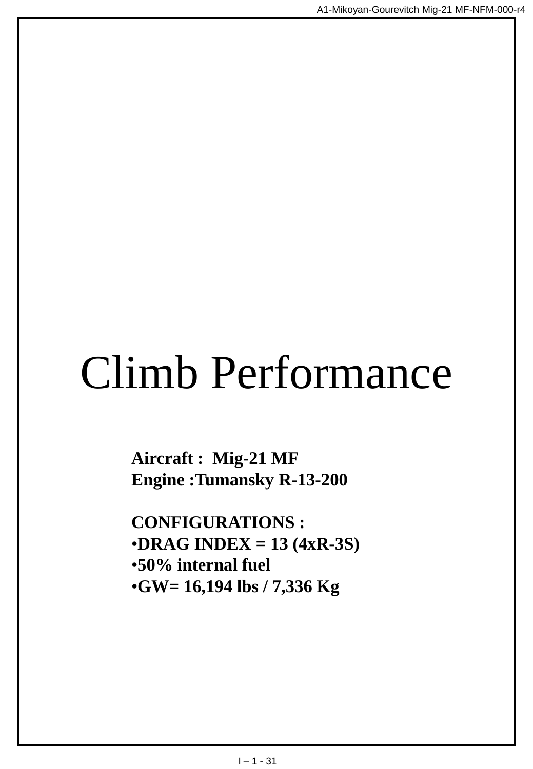# Climb Performance

**Aircraft : Mig-21 MF**
**Engine :Tumansky R-13-200**

**CONFIGURATIONS :**

- **DRAG INDEX = 13 (4xR-3S)**
- **50% internal fuel**
- **GW= 16,194 lbs / 7,336 Kg**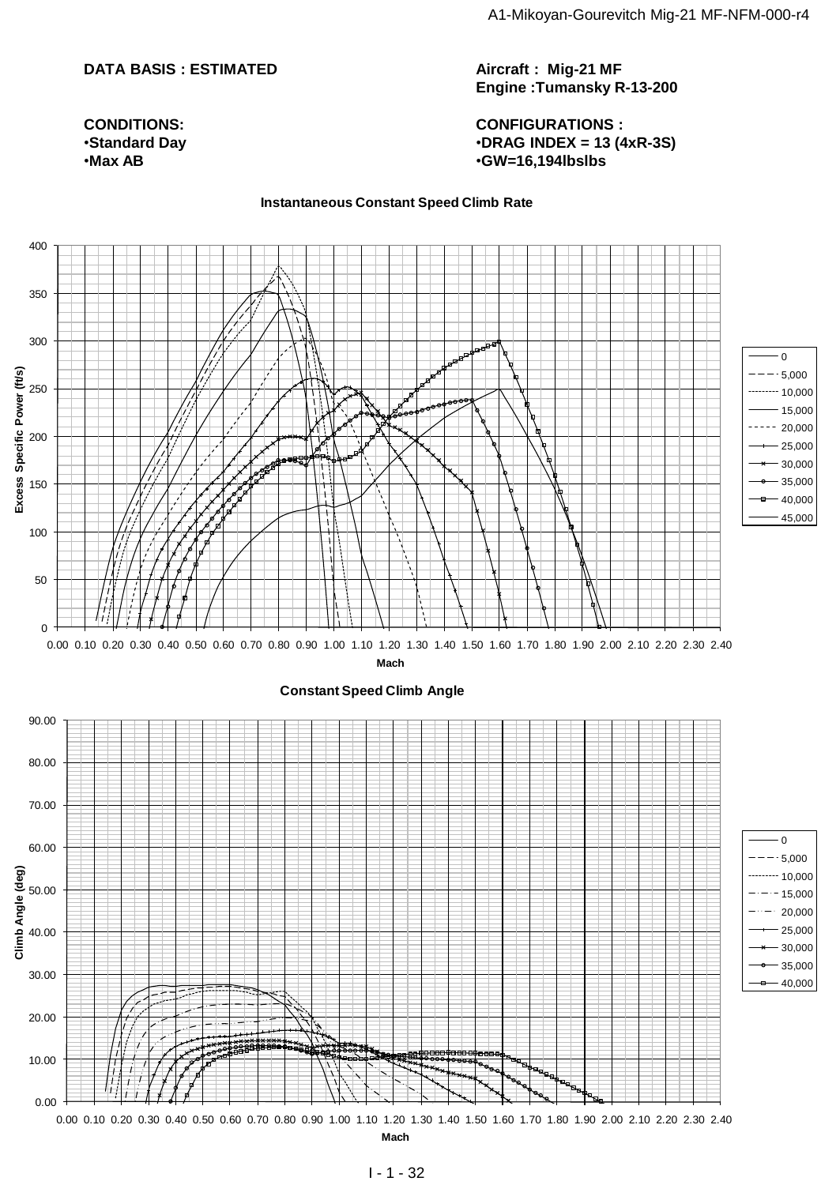**DATA BASIS : ESTIMATED**

**Aircraft : Mig-21 MF**
**Engine :Tumansky R-13-200**

**CONDITIONS:**
- **Standard Day**
- **Max AB**

**CONFIGURATIONS :**
- **DRAG INDEX = 13 (4xR-3S)**
- **GW=16,194lbslbs**

**Instantaneous Constant Speed Climb Rate**

Excess Specific Power (ft/s) vs. Mach (0.00–2.40); legend: 0, 5,000, 10,000, 15,000, 20,000, 25,000, 30,000, 35,000, 40,000, 45,000

**Constant Speed Climb Angle**

Climb Angle (deg) vs. Mach (0.00–2.40); legend: 0, 5,000, 10,000, 15,000, 20,000, 25,000, 30,000, 35,000, 40,000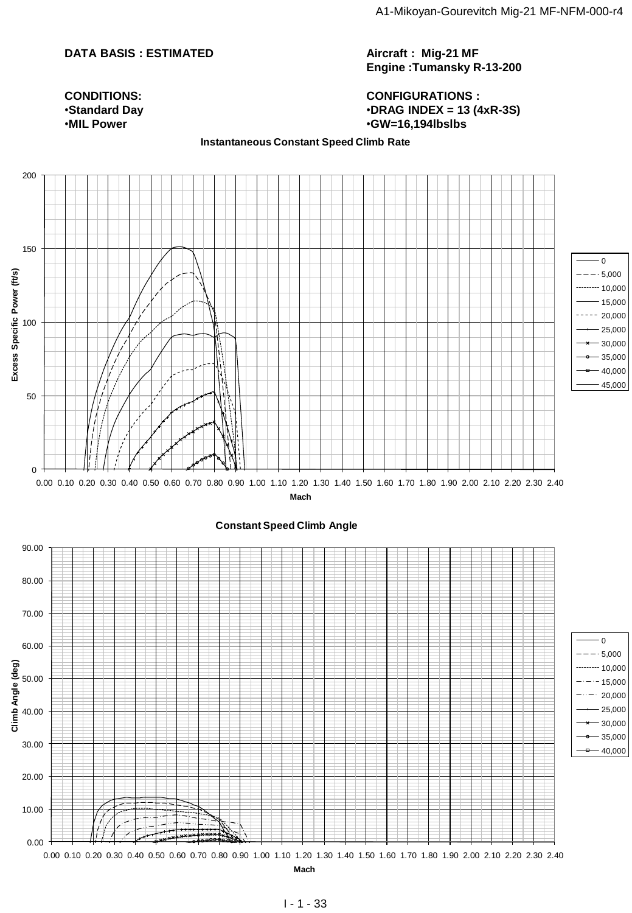**DATA BASIS : ESTIMATED**

**Aircraft : Mig-21 MF**
**Engine :Tumansky R-13-200**

**CONDITIONS:**
- **Standard Day**
- **MIL Power**

**CONFIGURATIONS :**
- **DRAG INDEX = 13 (4xR-3S)**
- **GW=16,194lbslbs**

**Instantaneous Constant Speed Climb Rate**

Excess Specific Power (ft/s) vs. Mach

Legend: 0, 5,000, 10,000, 15,000, 20,000, 25,000, 30,000, 35,000, 40,000, 45,000

**Constant Speed Climb Angle**

Climb Angle (deg) vs. Mach

Legend: 0, 5,000, 10,000, 15,000, 20,000, 25,000, 30,000, 35,000, 40,000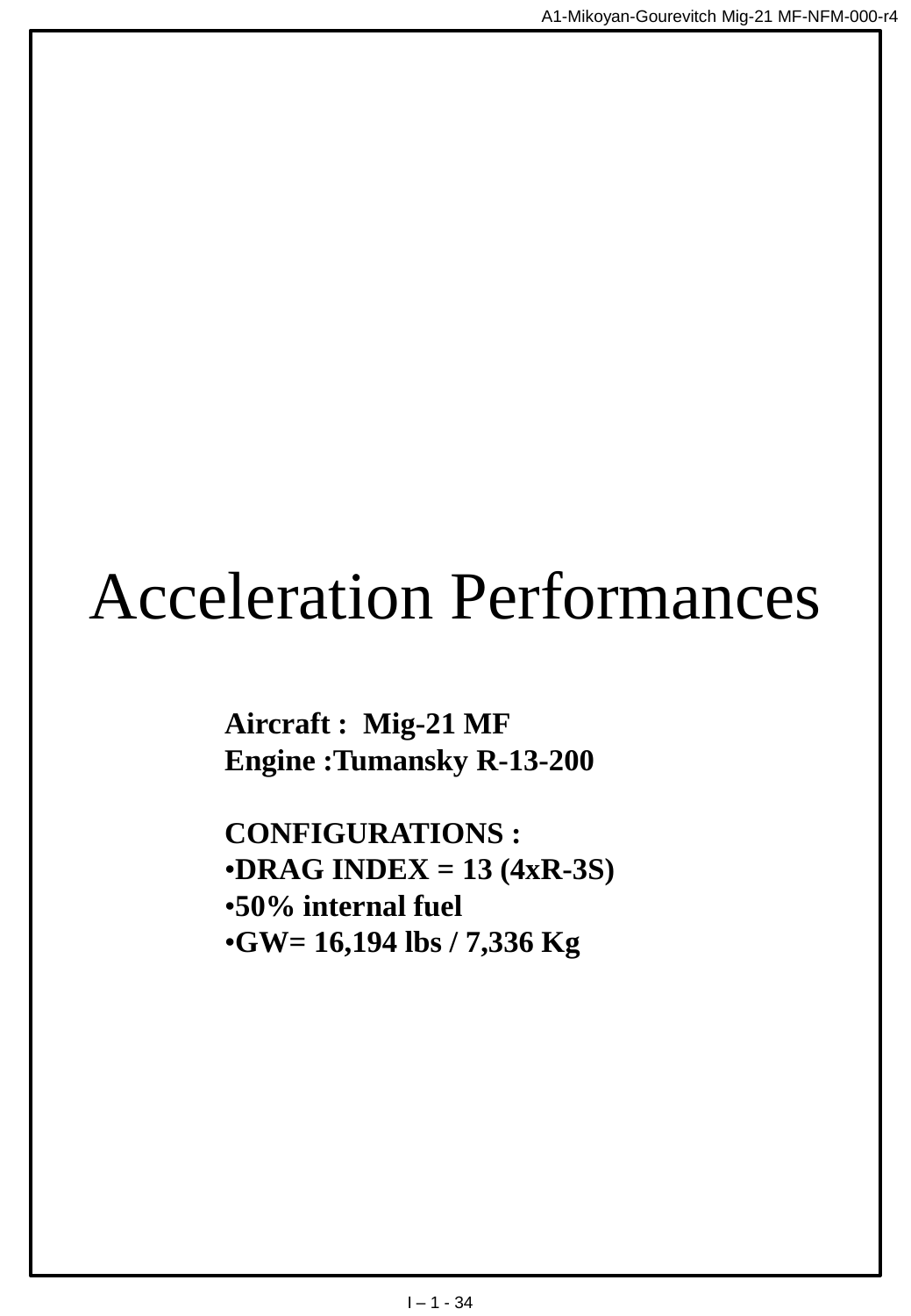# Acceleration Performances

**Aircraft : Mig-21 MF**
**Engine :Tumansky R-13-200**

**CONFIGURATIONS :**

- **DRAG INDEX = 13 (4xR-3S)**
- **50% internal fuel**
- **GW= 16,194 lbs / 7,336 Kg**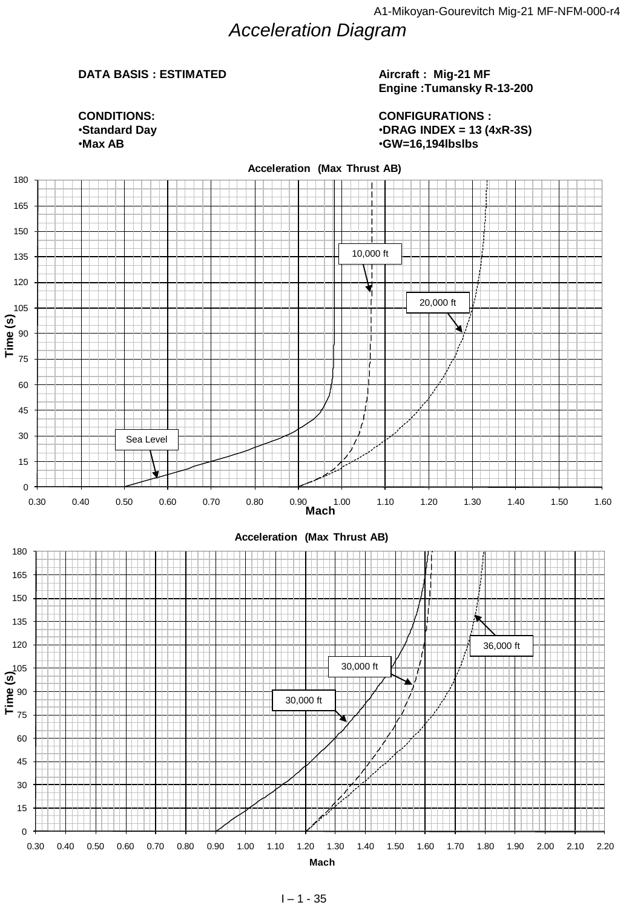# Acceleration Diagram

**DATA BASIS : ESTIMATED**

**Aircraft : Mig-21 MF**
**Engine :Tumansky R-13-200**

**CONDITIONS:**
- **Standard Day**
- **Max AB**

**CONFIGURATIONS :**
- **DRAG INDEX = 13 (4xR-3S)**
- **GW=16,194lbslbs**

**Acceleration (Max Thrust AB)**

Time (s)

180
165
150
135
120
105
90
75
60
45
30
15
0

Mach

0.30 0.40 0.50 0.60 0.70 0.80 0.90 1.00 1.10 1.20 1.30 1.40 1.50 1.60

10,000 ft
20,000 ft
Sea Level

**Acceleration (Max Thrust AB)**

Time (s)

180
165
150
135
120
105
90
75
60
45
30
15
0

Mach

0.30 0.40 0.50 0.60 0.70 0.80 0.90 1.00 1.10 1.20 1.30 1.40 1.50 1.60 1.70 1.80 1.90 2.00 2.10 2.20

36,000 ft
30,000 ft
30,000 ft